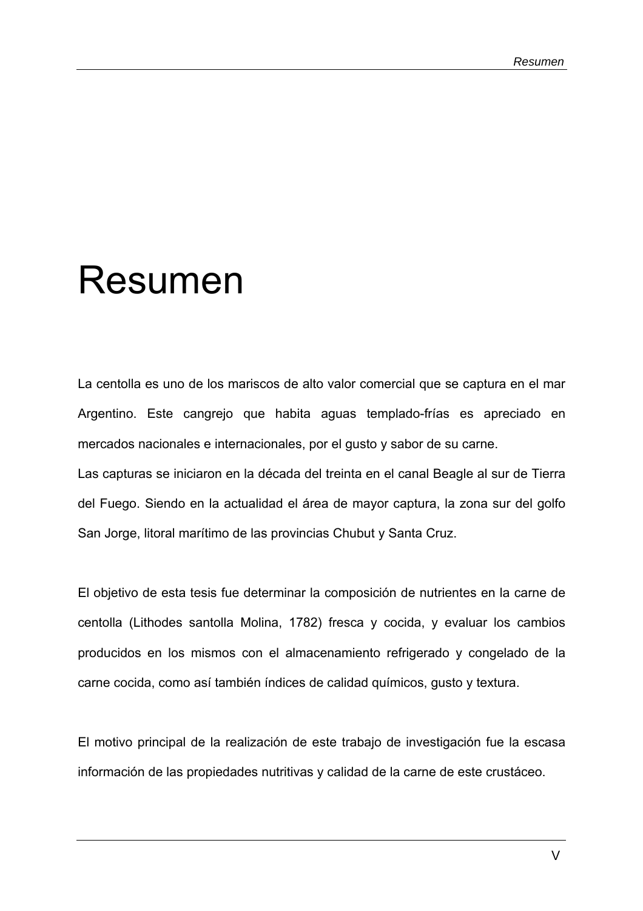# Resumen

La centolla es uno de los mariscos de alto valor comercial que se captura en el mar Argentino. Este cangrejo que habita aguas templado-frías es apreciado en mercados nacionales e internacionales, por el gusto y sabor de su carne.
Las capturas se iniciaron en la década del treinta en el canal Beagle al sur de Tierra del Fuego. Siendo en la actualidad el área de mayor captura, la zona sur del golfo San Jorge, litoral marítimo de las provincias Chubut y Santa Cruz.

El objetivo de esta tesis fue determinar la composición de nutrientes en la carne de centolla (Lithodes santolla Molina, 1782) fresca y cocida, y evaluar los cambios producidos en los mismos con el almacenamiento refrigerado y congelado de la carne cocida, como así también índices de calidad químicos, gusto y textura.

El motivo principal de la realización de este trabajo de investigación fue la escasa información de las propiedades nutritivas y calidad de la carne de este crustáceo.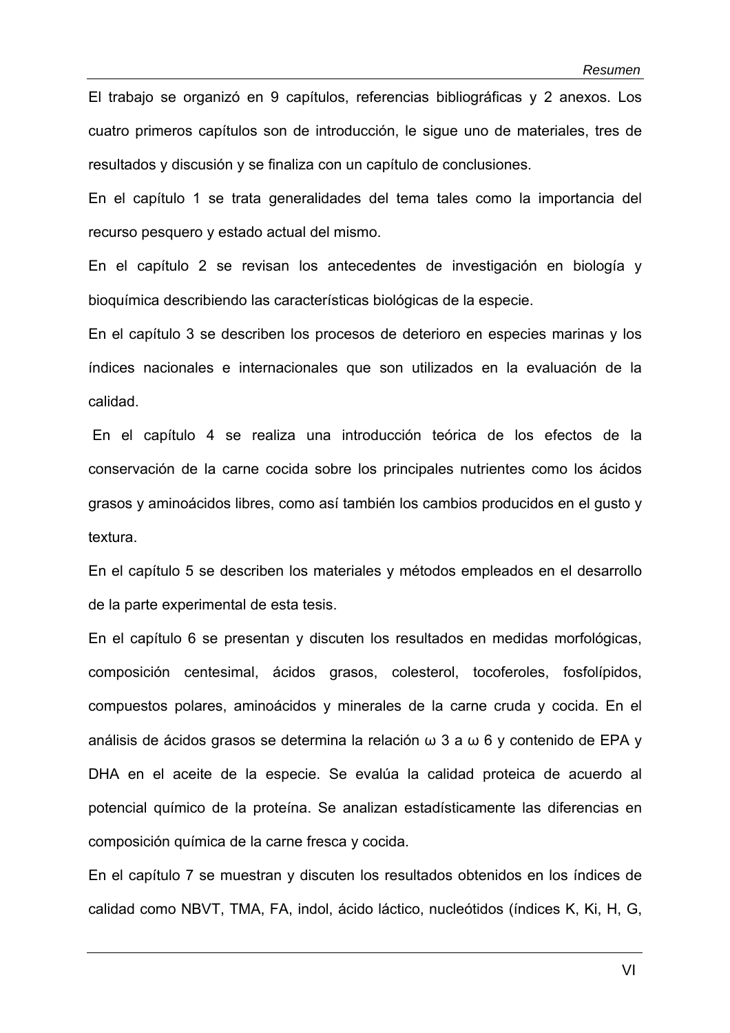El trabajo se organizó en 9 capítulos, referencias bibliográficas y 2 anexos. Los cuatro primeros capítulos son de introducción, le sigue uno de materiales, tres de resultados y discusión y se finaliza con un capítulo de conclusiones.

En el capítulo 1 se trata generalidades del tema tales como la importancia del recurso pesquero y estado actual del mismo.

En el capítulo 2 se revisan los antecedentes de investigación en biología y bioquímica describiendo las características biológicas de la especie.

En el capítulo 3 se describen los procesos de deterioro en especies marinas y los índices nacionales e internacionales que son utilizados en la evaluación de la calidad.

En el capítulo 4 se realiza una introducción teórica de los efectos de la conservación de la carne cocida sobre los principales nutrientes como los ácidos grasos y aminoácidos libres, como así también los cambios producidos en el gusto y textura.

En el capítulo 5 se describen los materiales y métodos empleados en el desarrollo de la parte experimental de esta tesis.

En el capítulo 6 se presentan y discuten los resultados en medidas morfológicas, composición centesimal, ácidos grasos, colesterol, tocoferoles, fosfolípidos, compuestos polares, aminoácidos y minerales de la carne cruda y cocida. En el análisis de ácidos grasos se determina la relación $\omega$ 3 a $\omega$ 6 y contenido de EPA y DHA en el aceite de la especie. Se evalúa la calidad proteica de acuerdo al potencial químico de la proteína. Se analizan estadísticamente las diferencias en composición química de la carne fresca y cocida.

En el capítulo 7 se muestran y discuten los resultados obtenidos en los índices de calidad como NBVT, TMA, FA, indol, ácido láctico, nucleótidos (índices K, Ki, H, G,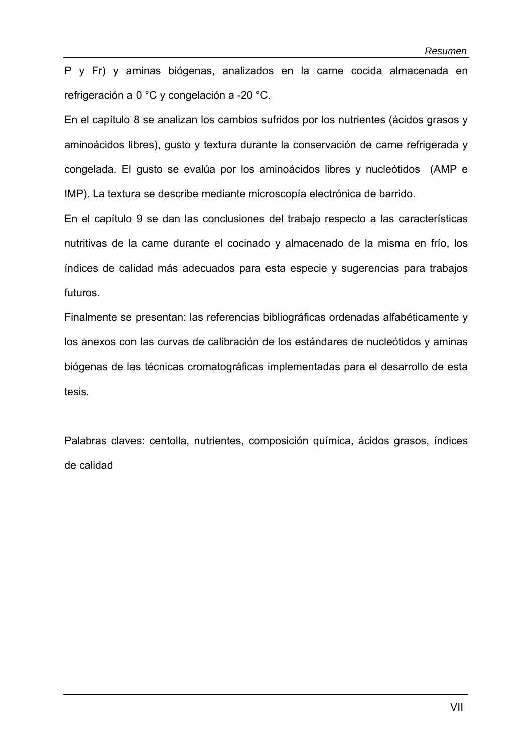P y Fr) y aminas biógenas, analizados en la carne cocida almacenada en refrigeración a 0 °C y congelación a -20 °C.

En el capítulo 8 se analizan los cambios sufridos por los nutrientes (ácidos grasos y aminoácidos libres), gusto y textura durante la conservación de carne refrigerada y congelada. El gusto se evalúa por los aminoácidos libres y nucleótidos (AMP e IMP). La textura se describe mediante microscopía electrónica de barrido.

En el capítulo 9 se dan las conclusiones del trabajo respecto a las características nutritivas de la carne durante el cocinado y almacenado de la misma en frío, los índices de calidad más adecuados para esta especie y sugerencias para trabajos futuros.

Finalmente se presentan: las referencias bibliográficas ordenadas alfabéticamente y los anexos con las curvas de calibración de los estándares de nucleótidos y aminas biógenas de las técnicas cromatográficas implementadas para el desarrollo de esta tesis.

Palabras claves: centolla, nutrientes, composición química, ácidos grasos, índices de calidad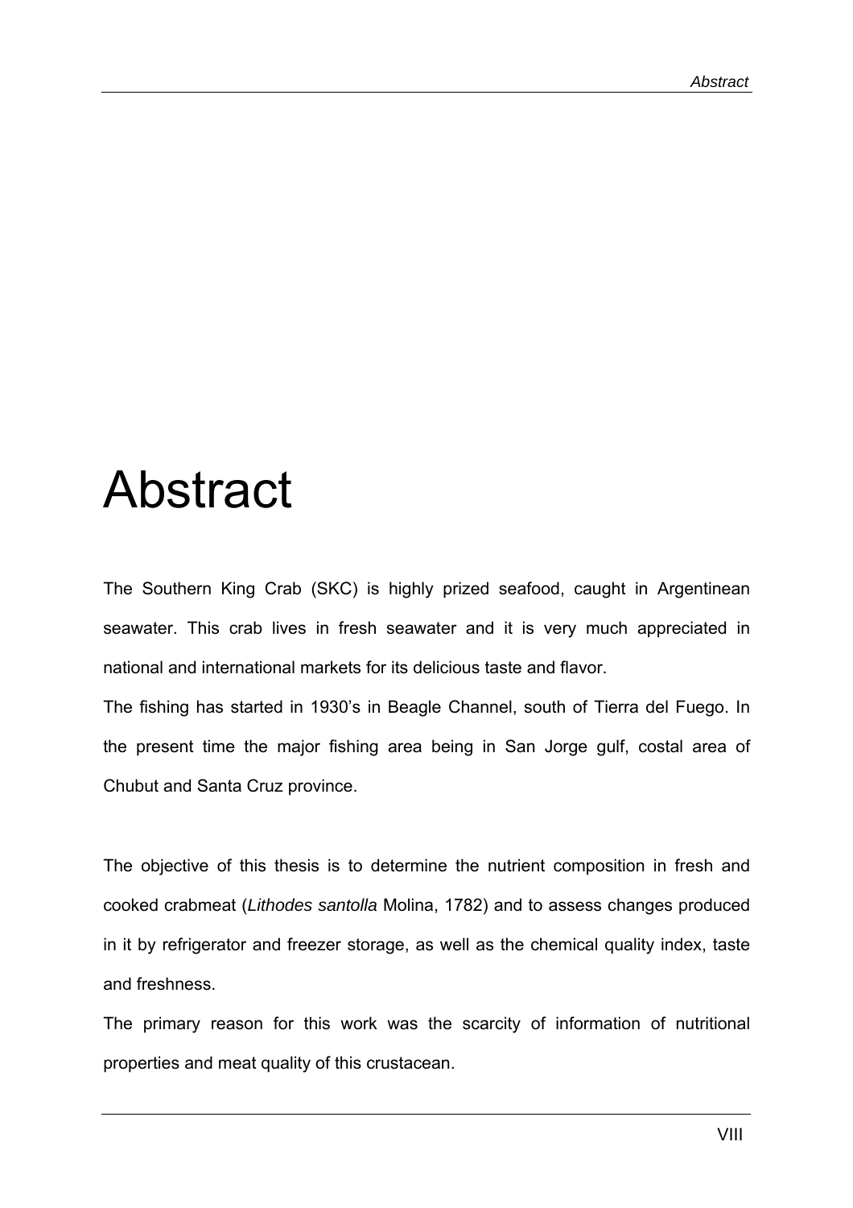# Abstract

The Southern King Crab (SKC) is highly prized seafood, caught in Argentinean seawater. This crab lives in fresh seawater and it is very much appreciated in national and international markets for its delicious taste and flavor.

The fishing has started in 1930's in Beagle Channel, south of Tierra del Fuego. In the present time the major fishing area being in San Jorge gulf, costal area of Chubut and Santa Cruz province.

The objective of this thesis is to determine the nutrient composition in fresh and cooked crabmeat (*Lithodes santolla* Molina, 1782) and to assess changes produced in it by refrigerator and freezer storage, as well as the chemical quality index, taste and freshness.

The primary reason for this work was the scarcity of information of nutritional properties and meat quality of this crustacean.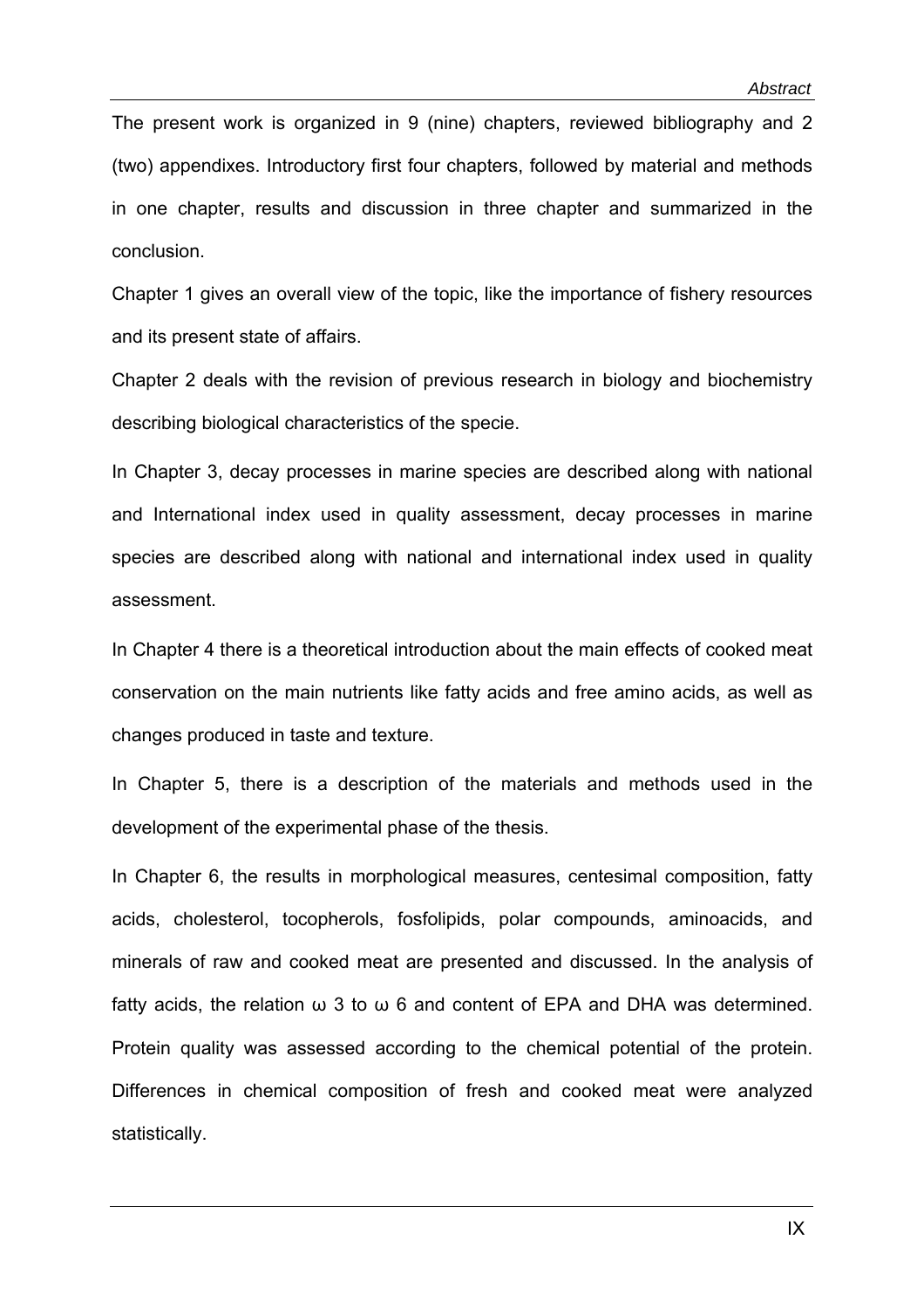The present work is organized in 9 (nine) chapters, reviewed bibliography and 2 (two) appendixes. Introductory first four chapters, followed by material and methods in one chapter, results and discussion in three chapter and summarized in the conclusion.

Chapter 1 gives an overall view of the topic, like the importance of fishery resources and its present state of affairs.

Chapter 2 deals with the revision of previous research in biology and biochemistry describing biological characteristics of the specie.

In Chapter 3, decay processes in marine species are described along with national and International index used in quality assessment, decay processes in marine species are described along with national and international index used in quality assessment.

In Chapter 4 there is a theoretical introduction about the main effects of cooked meat conservation on the main nutrients like fatty acids and free amino acids, as well as changes produced in taste and texture.

In Chapter 5, there is a description of the materials and methods used in the development of the experimental phase of the thesis.

In Chapter 6, the results in morphological measures, centesimal composition, fatty acids, cholesterol, tocopherols, fosfolipids, polar compounds, aminoacids, and minerals of raw and cooked meat are presented and discussed. In the analysis of fatty acids, the relation ω 3 to ω 6 and content of EPA and DHA was determined. Protein quality was assessed according to the chemical potential of the protein. Differences in chemical composition of fresh and cooked meat were analyzed statistically.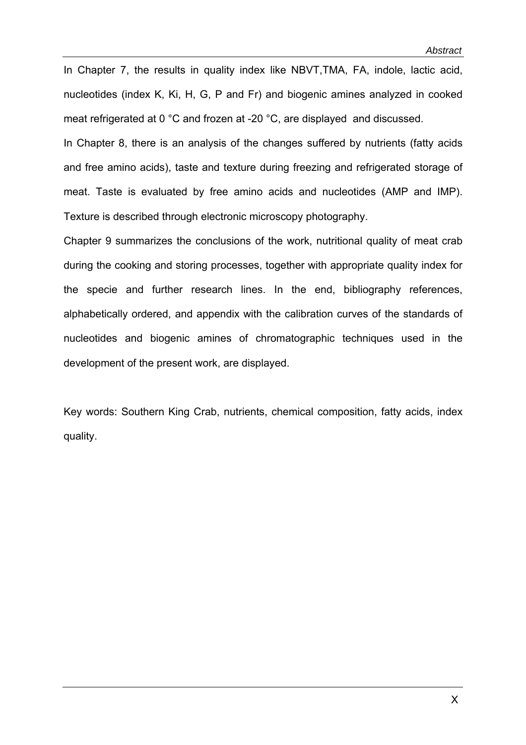In Chapter 7, the results in quality index like NBVT,TMA, FA, indole, lactic acid, nucleotides (index K, Ki, H, G, P and Fr) and biogenic amines analyzed in cooked meat refrigerated at 0 °C and frozen at -20 °C, are displayed and discussed.

In Chapter 8, there is an analysis of the changes suffered by nutrients (fatty acids and free amino acids), taste and texture during freezing and refrigerated storage of meat. Taste is evaluated by free amino acids and nucleotides (AMP and IMP). Texture is described through electronic microscopy photography.

Chapter 9 summarizes the conclusions of the work, nutritional quality of meat crab during the cooking and storing processes, together with appropriate quality index for the specie and further research lines. In the end, bibliography references, alphabetically ordered, and appendix with the calibration curves of the standards of nucleotides and biogenic amines of chromatographic techniques used in the development of the present work, are displayed.

Key words: Southern King Crab, nutrients, chemical composition, fatty acids, index quality.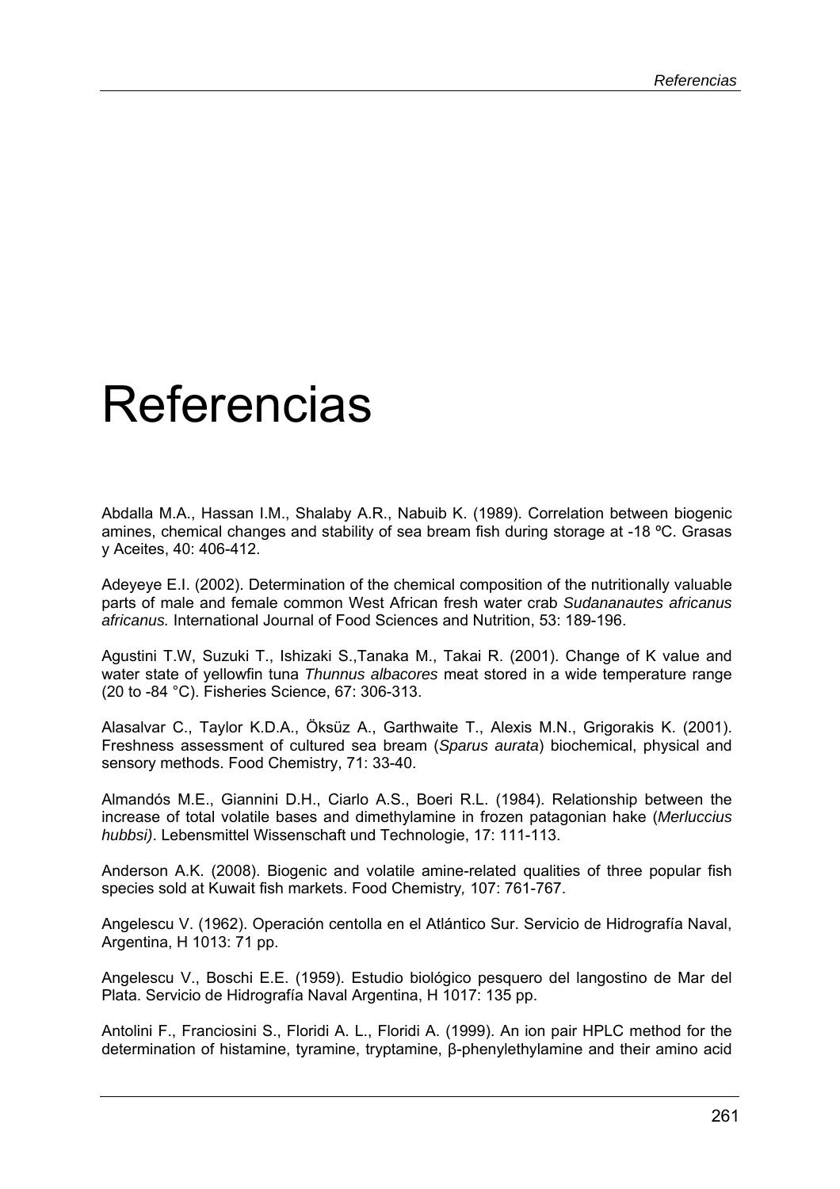# Referencias

Abdalla M.A., Hassan I.M., Shalaby A.R., Nabuib K. (1989). Correlation between biogenic amines, chemical changes and stability of sea bream fish during storage at -18 ºC. Grasas y Aceites, 40: 406-412.

Adeyeye E.I. (2002). Determination of the chemical composition of the nutritionally valuable parts of male and female common West African fresh water crab *Sudananautes africanus africanus.* International Journal of Food Sciences and Nutrition, 53: 189-196.

Agustini T.W, Suzuki T., Ishizaki S.,Tanaka M., Takai R. (2001). Change of K value and water state of yellowfin tuna *Thunnus albacores* meat stored in a wide temperature range (20 to -84 °C). Fisheries Science, 67: 306-313.

Alasalvar C., Taylor K.D.A., Öksüz A., Garthwaite T., Alexis M.N., Grigorakis K. (2001). Freshness assessment of cultured sea bream (*Sparus aurata*) biochemical, physical and sensory methods. Food Chemistry, 71: 33-40.

Almandós M.E., Giannini D.H., Ciarlo A.S., Boeri R.L. (1984). Relationship between the increase of total volatile bases and dimethylamine in frozen patagonian hake (*Merluccius hubbsi)*. Lebensmittel Wissenschaft und Technologie, 17: 111-113.

Anderson A.K. (2008). Biogenic and volatile amine-related qualities of three popular fish species sold at Kuwait fish markets. Food Chemistry*,* 107: 761-767.

Angelescu V. (1962). Operación centolla en el Atlántico Sur. Servicio de Hidrografía Naval, Argentina, H 1013: 71 pp.

Angelescu V., Boschi E.E. (1959). Estudio biológico pesquero del langostino de Mar del Plata. Servicio de Hidrografía Naval Argentina, H 1017: 135 pp.

Antolini F., Franciosini S., Floridi A. L., Floridi A. (1999). An ion pair HPLC method for the determination of histamine, tyramine, tryptamine, β-phenylethylamine and their amino acid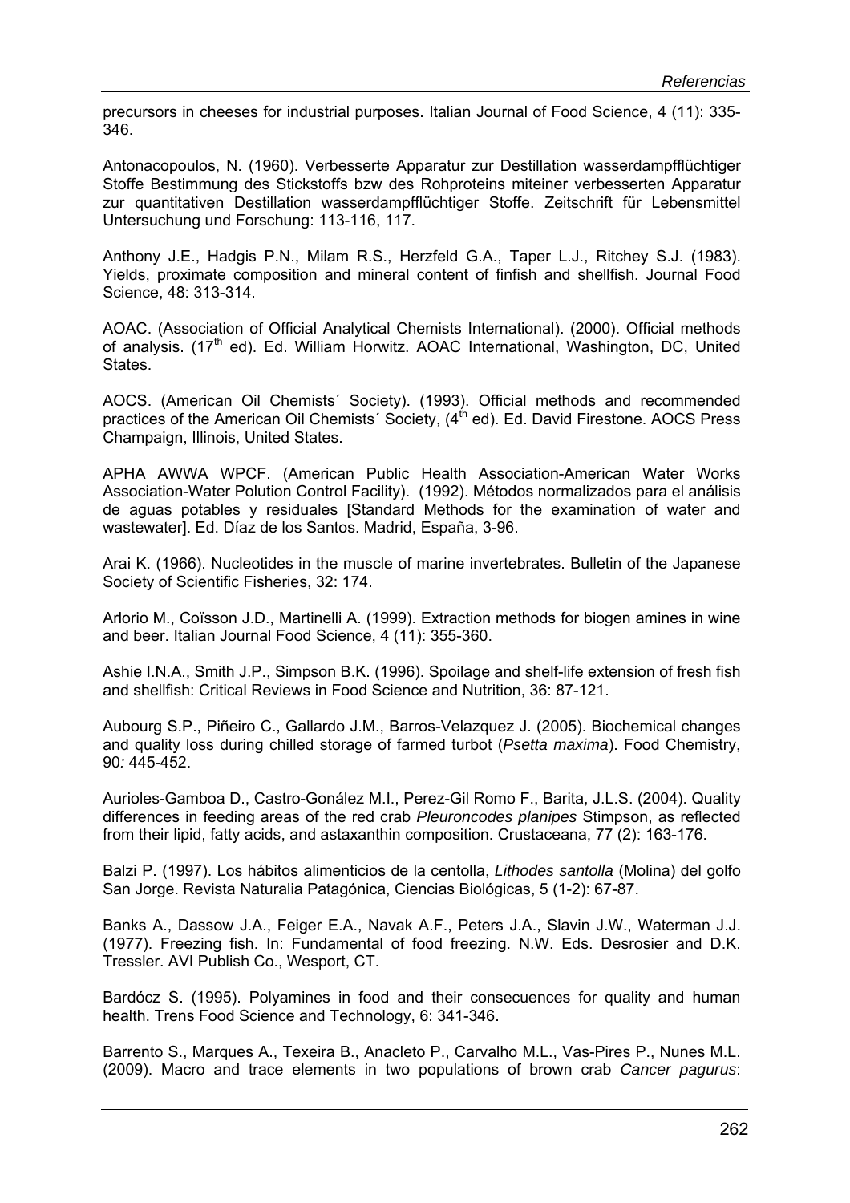precursors in cheeses for industrial purposes. Italian Journal of Food Science, 4 (11): 335-346.

Antonacopoulos, N. (1960). Verbesserte Apparatur zur Destillation wasserdampfflüchtiger Stoffe Bestimmung des Stickstoffs bzw des Rohproteins miteiner verbesserten Apparatur zur quantitativen Destillation wasserdampfflüchtiger Stoffe. Zeitschrift für Lebensmittel Untersuchung und Forschung: 113-116, 117.

Anthony J.E., Hadgis P.N., Milam R.S., Herzfeld G.A., Taper L.J., Ritchey S.J. (1983). Yields, proximate composition and mineral content of finfish and shellfish. Journal Food Science, 48: 313-314.

AOAC. (Association of Official Analytical Chemists International). (2000). Official methods of analysis. (17th ed). Ed. William Horwitz. AOAC International, Washington, DC, United States.

AOCS. (American Oil Chemists´ Society). (1993). Official methods and recommended practices of the American Oil Chemists´ Society, (4th ed). Ed. David Firestone. AOCS Press Champaign, Illinois, United States.

APHA AWWA WPCF. (American Public Health Association-American Water Works Association-Water Polution Control Facility). (1992). Métodos normalizados para el análisis de aguas potables y residuales [Standard Methods for the examination of water and wastewater]. Ed. Díaz de los Santos. Madrid, España, 3-96.

Arai K. (1966). Nucleotides in the muscle of marine invertebrates. Bulletin of the Japanese Society of Scientific Fisheries, 32: 174.

Arlorio M., Coïsson J.D., Martinelli A. (1999). Extraction methods for biogen amines in wine and beer. Italian Journal Food Science, 4 (11): 355-360.

Ashie I.N.A., Smith J.P., Simpson B.K. (1996). Spoilage and shelf-life extension of fresh fish and shellfish: Critical Reviews in Food Science and Nutrition, 36: 87-121.

Aubourg S.P., Piñeiro C., Gallardo J.M., Barros-Velazquez J. (2005). Biochemical changes and quality loss during chilled storage of farmed turbot (*Psetta maxima*). Food Chemistry, 90*:* 445-452.

Aurioles-Gamboa D., Castro-Gonález M.I., Perez-Gil Romo F., Barita, J.L.S. (2004). Quality differences in feeding areas of the red crab *Pleuroncodes planipes* Stimpson, as reflected from their lipid, fatty acids, and astaxanthin composition. Crustaceana, 77 (2): 163-176.

Balzi P. (1997). Los hábitos alimenticios de la centolla, *Lithodes santolla* (Molina) del golfo San Jorge. Revista Naturalia Patagónica, Ciencias Biológicas, 5 (1-2): 67-87.

Banks A., Dassow J.A., Feiger E.A., Navak A.F., Peters J.A., Slavin J.W., Waterman J.J. (1977). Freezing fish. In: Fundamental of food freezing. N.W. Eds. Desrosier and D.K. Tressler. AVI Publish Co., Wesport, CT.

Bardócz S. (1995). Polyamines in food and their consecuences for quality and human health. Trens Food Science and Technology, 6: 341-346.

Barrento S., Marques A., Texeira B., Anacleto P., Carvalho M.L., Vas-Pires P., Nunes M.L. (2009). Macro and trace elements in two populations of brown crab *Cancer pagurus*: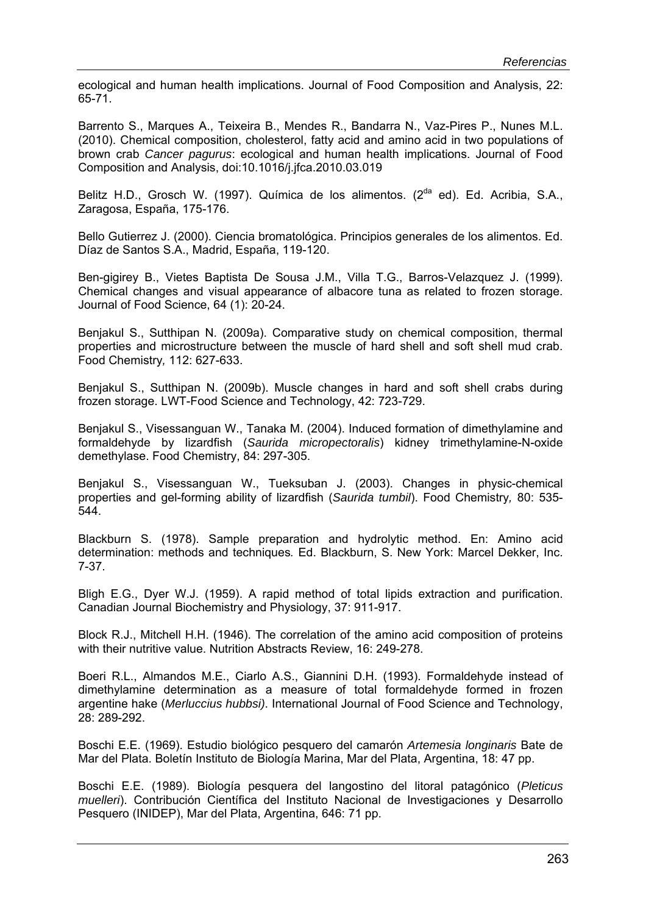ecological and human health implications. Journal of Food Composition and Analysis, 22: 65-71.

Barrento S., Marques A., Teixeira B., Mendes R., Bandarra N., Vaz-Pires P., Nunes M.L. (2010). Chemical composition, cholesterol, fatty acid and amino acid in two populations of brown crab *Cancer pagurus*: ecological and human health implications. Journal of Food Composition and Analysis, doi:10.1016/j.jfca.2010.03.019

Belitz H.D., Grosch W. (1997). Química de los alimentos. (2$^{da}$ ed). Ed. Acribia, S.A., Zaragosa, España, 175-176.

Bello Gutierrez J. (2000). Ciencia bromatológica. Principios generales de los alimentos. Ed. Díaz de Santos S.A., Madrid, España, 119-120.

Ben-gigirey B., Vietes Baptista De Sousa J.M., Villa T.G., Barros-Velazquez J. (1999). Chemical changes and visual appearance of albacore tuna as related to frozen storage. Journal of Food Science, 64 (1): 20-24.

Benjakul S., Sutthipan N. (2009a). Comparative study on chemical composition, thermal properties and microstructure between the muscle of hard shell and soft shell mud crab. Food Chemistry*,* 112: 627-633.

Benjakul S., Sutthipan N. (2009b). Muscle changes in hard and soft shell crabs during frozen storage. LWT-Food Science and Technology, 42: 723-729.

Benjakul S., Visessanguan W., Tanaka M. (2004). Induced formation of dimethylamine and formaldehyde by lizardfish (*Saurida micropectoralis*) kidney trimethylamine-N-oxide demethylase. Food Chemistry, 84: 297-305.

Benjakul S., Visessanguan W., Tueksuban J. (2003). Changes in physic-chemical properties and gel-forming ability of lizardfish (*Saurida tumbil*). Food Chemistry*,* 80: 535-544.

Blackburn S. (1978). Sample preparation and hydrolytic method. En: Amino acid determination: methods and techniques*.* Ed. Blackburn, S. New York: Marcel Dekker, Inc. 7-37.

Bligh E.G., Dyer W.J. (1959). A rapid method of total lipids extraction and purification. Canadian Journal Biochemistry and Physiology, 37: 911-917.

Block R.J., Mitchell H.H. (1946). The correlation of the amino acid composition of proteins with their nutritive value. Nutrition Abstracts Review, 16: 249-278.

Boeri R.L., Almandos M.E., Ciarlo A.S., Giannini D.H. (1993). Formaldehyde instead of dimethylamine determination as a measure of total formaldehyde formed in frozen argentine hake (*Merluccius hubbsi)*. International Journal of Food Science and Technology, 28: 289-292.

Boschi E.E. (1969). Estudio biológico pesquero del camarón *Artemesia longinaris* Bate de Mar del Plata. Boletín Instituto de Biología Marina, Mar del Plata, Argentina, 18: 47 pp.

Boschi E.E. (1989). Biología pesquera del langostino del litoral patagónico (*Pleticus muelleri*). Contribución Científica del Instituto Nacional de Investigaciones y Desarrollo Pesquero (INIDEP), Mar del Plata, Argentina, 646: 71 pp.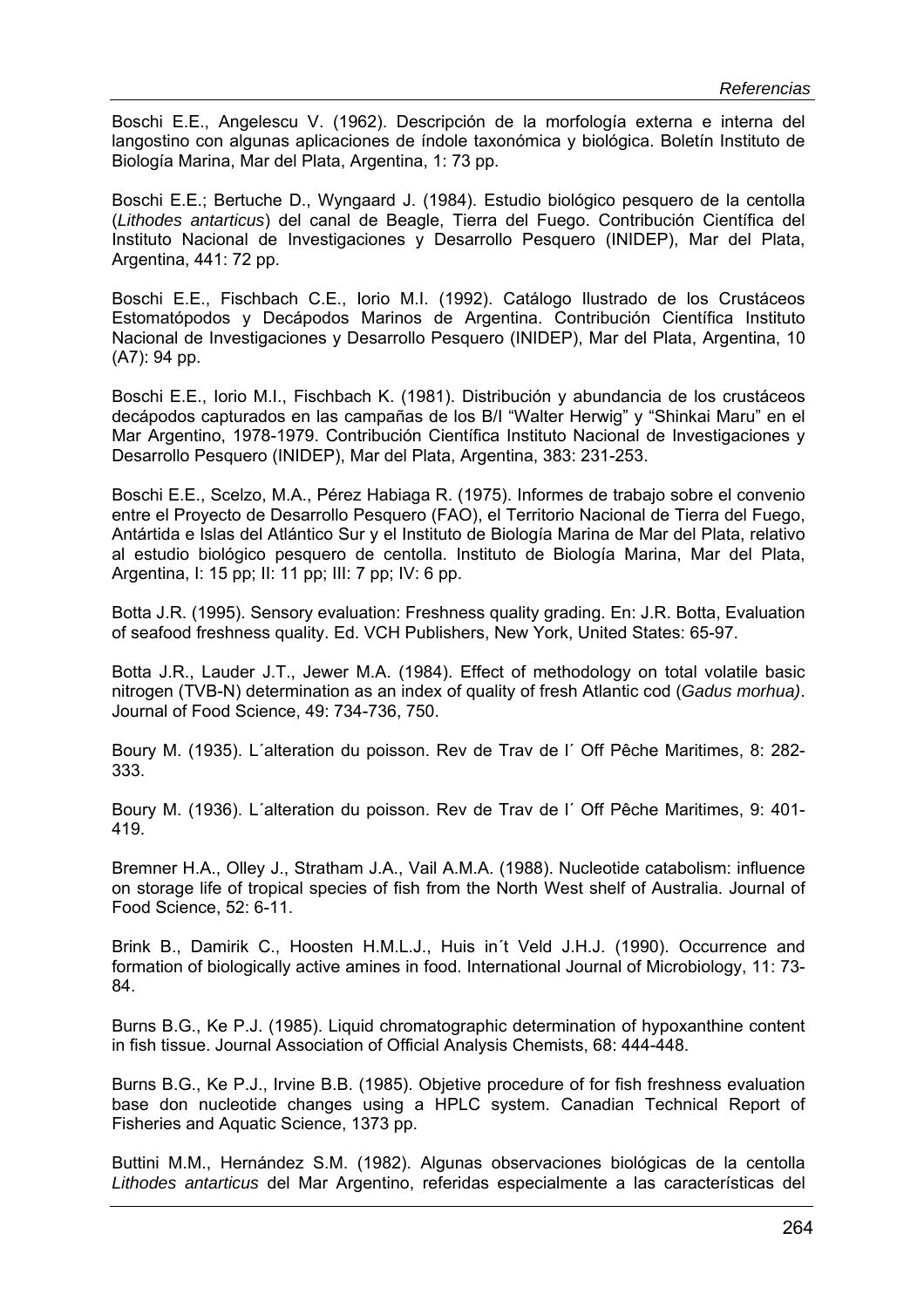Boschi E.E., Angelescu V. (1962). Descripción de la morfología externa e interna del langostino con algunas aplicaciones de índole taxonómica y biológica. Boletín Instituto de Biología Marina, Mar del Plata, Argentina, 1: 73 pp.

Boschi E.E.; Bertuche D., Wyngaard J. (1984). Estudio biológico pesquero de la centolla (*Lithodes antarticus*) del canal de Beagle, Tierra del Fuego. Contribución Científica del Instituto Nacional de Investigaciones y Desarrollo Pesquero (INIDEP), Mar del Plata, Argentina, 441: 72 pp.

Boschi E.E., Fischbach C.E., Iorio M.I. (1992). Catálogo Ilustrado de los Crustáceos Estomatópodos y Decápodos Marinos de Argentina. Contribución Científica Instituto Nacional de Investigaciones y Desarrollo Pesquero (INIDEP), Mar del Plata, Argentina, 10 (A7): 94 pp.

Boschi E.E., Iorio M.I., Fischbach K. (1981). Distribución y abundancia de los crustáceos decápodos capturados en las campañas de los B/I “Walter Herwig” y “Shinkai Maru” en el Mar Argentino, 1978-1979. Contribución Científica Instituto Nacional de Investigaciones y Desarrollo Pesquero (INIDEP), Mar del Plata, Argentina, 383: 231-253.

Boschi E.E., Scelzo, M.A., Pérez Habiaga R. (1975). Informes de trabajo sobre el convenio entre el Proyecto de Desarrollo Pesquero (FAO), el Territorio Nacional de Tierra del Fuego, Antártida e Islas del Atlántico Sur y el Instituto de Biología Marina de Mar del Plata, relativo al estudio biológico pesquero de centolla. Instituto de Biología Marina, Mar del Plata, Argentina, I: 15 pp; II: 11 pp; III: 7 pp; IV: 6 pp.

Botta J.R. (1995). Sensory evaluation: Freshness quality grading. En: J.R. Botta, Evaluation of seafood freshness quality. Ed. VCH Publishers, New York, United States: 65-97.

Botta J.R., Lauder J.T., Jewer M.A. (1984). Effect of methodology on total volatile basic nitrogen (TVB-N) determination as an index of quality of fresh Atlantic cod (*Gadus morhua)*. Journal of Food Science, 49: 734-736, 750.

Boury M. (1935). L´alteration du poisson. Rev de Trav de l´ Off Pêche Maritimes, 8: 282-333.

Boury M. (1936). L´alteration du poisson. Rev de Trav de l´ Off Pêche Maritimes, 9: 401-419.

Bremner H.A., Olley J., Stratham J.A., Vail A.M.A. (1988). Nucleotide catabolism: influence on storage life of tropical species of fish from the North West shelf of Australia. Journal of Food Science, 52: 6-11.

Brink B., Damirik C., Hoosten H.M.L.J., Huis in´t Veld J.H.J. (1990). Occurrence and formation of biologically active amines in food. International Journal of Microbiology, 11: 73-84.

Burns B.G., Ke P.J. (1985). Liquid chromatographic determination of hypoxanthine content in fish tissue. Journal Association of Official Analysis Chemists, 68: 444-448.

Burns B.G., Ke P.J., Irvine B.B. (1985). Objetive procedure of for fish freshness evaluation base don nucleotide changes using a HPLC system. Canadian Technical Report of Fisheries and Aquatic Science, 1373 pp.

Buttini M.M., Hernández S.M. (1982). Algunas observaciones biológicas de la centolla *Lithodes antarticus* del Mar Argentino, referidas especialmente a las características del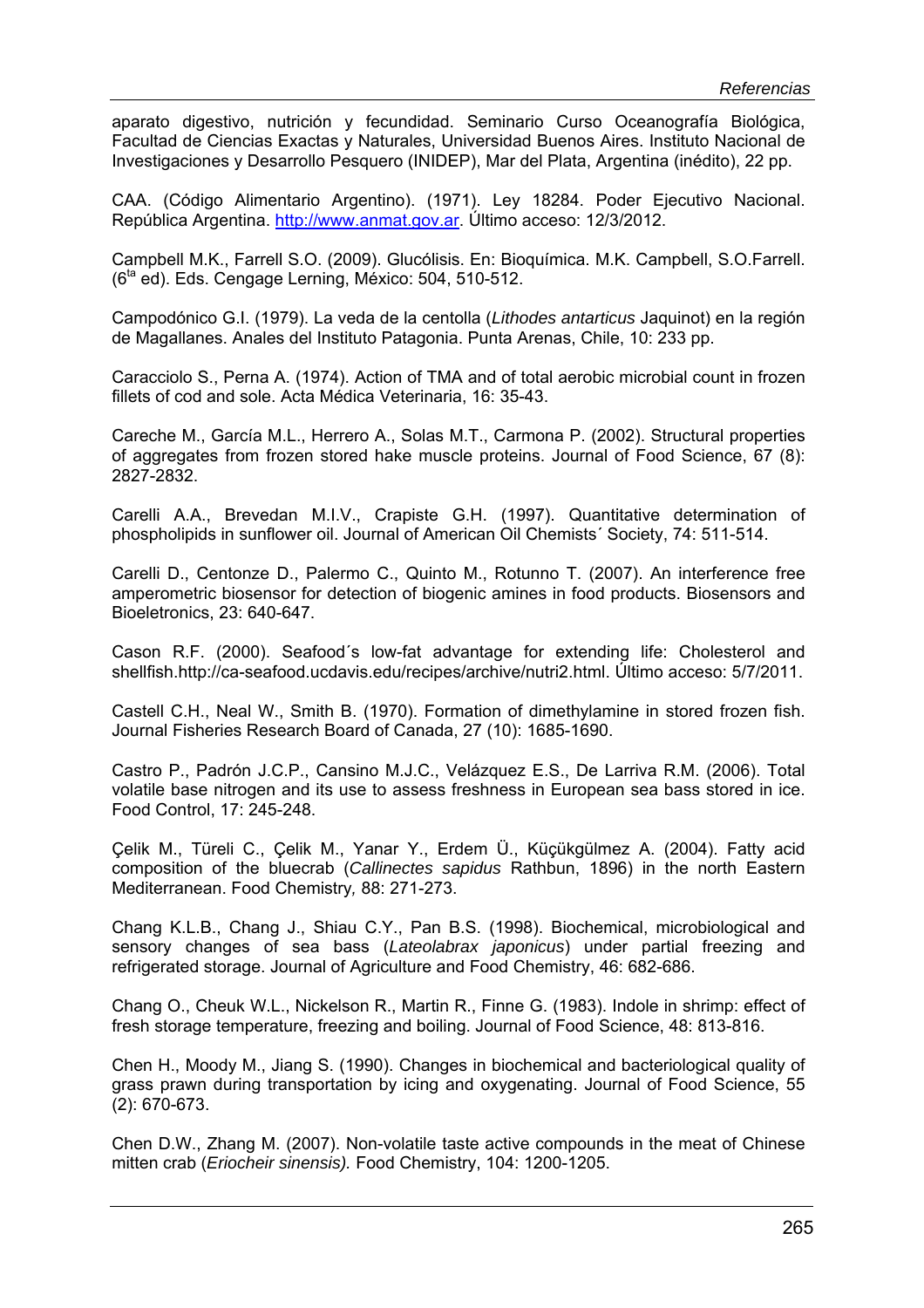aparato digestivo, nutrición y fecundidad. Seminario Curso Oceanografía Biológica, Facultad de Ciencias Exactas y Naturales, Universidad Buenos Aires. Instituto Nacional de Investigaciones y Desarrollo Pesquero (INIDEP), Mar del Plata, Argentina (inédito), 22 pp.

CAA. (Código Alimentario Argentino). (1971). Ley 18284. Poder Ejecutivo Nacional. República Argentina. http://www.anmat.gov.ar. Último acceso: 12/3/2012.

Campbell M.K., Farrell S.O. (2009). Glucólisis. En: Bioquímica. M.K. Campbell, S.O.Farrell. (6$^{ta}$ ed). Eds. Cengage Lerning, México: 504, 510-512.

Campodónico G.I. (1979). La veda de la centolla (*Lithodes antarticus* Jaquinot) en la región de Magallanes. Anales del Instituto Patagonia. Punta Arenas, Chile, 10: 233 pp.

Caracciolo S., Perna A. (1974). Action of TMA and of total aerobic microbial count in frozen fillets of cod and sole. Acta Médica Veterinaria, 16: 35-43.

Careche M., García M.L., Herrero A., Solas M.T., Carmona P. (2002). Structural properties of aggregates from frozen stored hake muscle proteins. Journal of Food Science, 67 (8): 2827-2832.

Carelli A.A., Brevedan M.I.V., Crapiste G.H. (1997). Quantitative determination of phospholipids in sunflower oil. Journal of American Oil Chemists´ Society, 74: 511-514.

Carelli D., Centonze D., Palermo C., Quinto M., Rotunno T. (2007). An interference free amperometric biosensor for detection of biogenic amines in food products. Biosensors and Bioeletronics, 23: 640-647.

Cason R.F. (2000). Seafood´s low-fat advantage for extending life: Cholesterol and shellfish.http://ca-seafood.ucdavis.edu/recipes/archive/nutri2.html. Último acceso: 5/7/2011.

Castell C.H., Neal W., Smith B. (1970). Formation of dimethylamine in stored frozen fish. Journal Fisheries Research Board of Canada, 27 (10): 1685-1690.

Castro P., Padrón J.C.P., Cansino M.J.C., Velázquez E.S., De Larriva R.M. (2006). Total volatile base nitrogen and its use to assess freshness in European sea bass stored in ice. Food Control, 17: 245-248.

Çelik M., Türeli C., Çelik M., Yanar Y., Erdem Ü., Küçükgülmez A. (2004). Fatty acid composition of the bluecrab (*Callinectes sapidus* Rathbun, 1896) in the north Eastern Mediterranean. Food Chemistry*,* 88: 271-273.

Chang K.L.B., Chang J., Shiau C.Y., Pan B.S. (1998). Biochemical, microbiological and sensory changes of sea bass (*Lateolabrax japonicus*) under partial freezing and refrigerated storage. Journal of Agriculture and Food Chemistry, 46: 682-686.

Chang O., Cheuk W.L., Nickelson R., Martin R., Finne G. (1983). Indole in shrimp: effect of fresh storage temperature, freezing and boiling. Journal of Food Science, 48: 813-816.

Chen H., Moody M., Jiang S. (1990). Changes in biochemical and bacteriological quality of grass prawn during transportation by icing and oxygenating. Journal of Food Science, 55 (2): 670-673.

Chen D.W., Zhang M. (2007). Non-volatile taste active compounds in the meat of Chinese mitten crab (*Eriocheir sinensis).* Food Chemistry, 104: 1200-1205.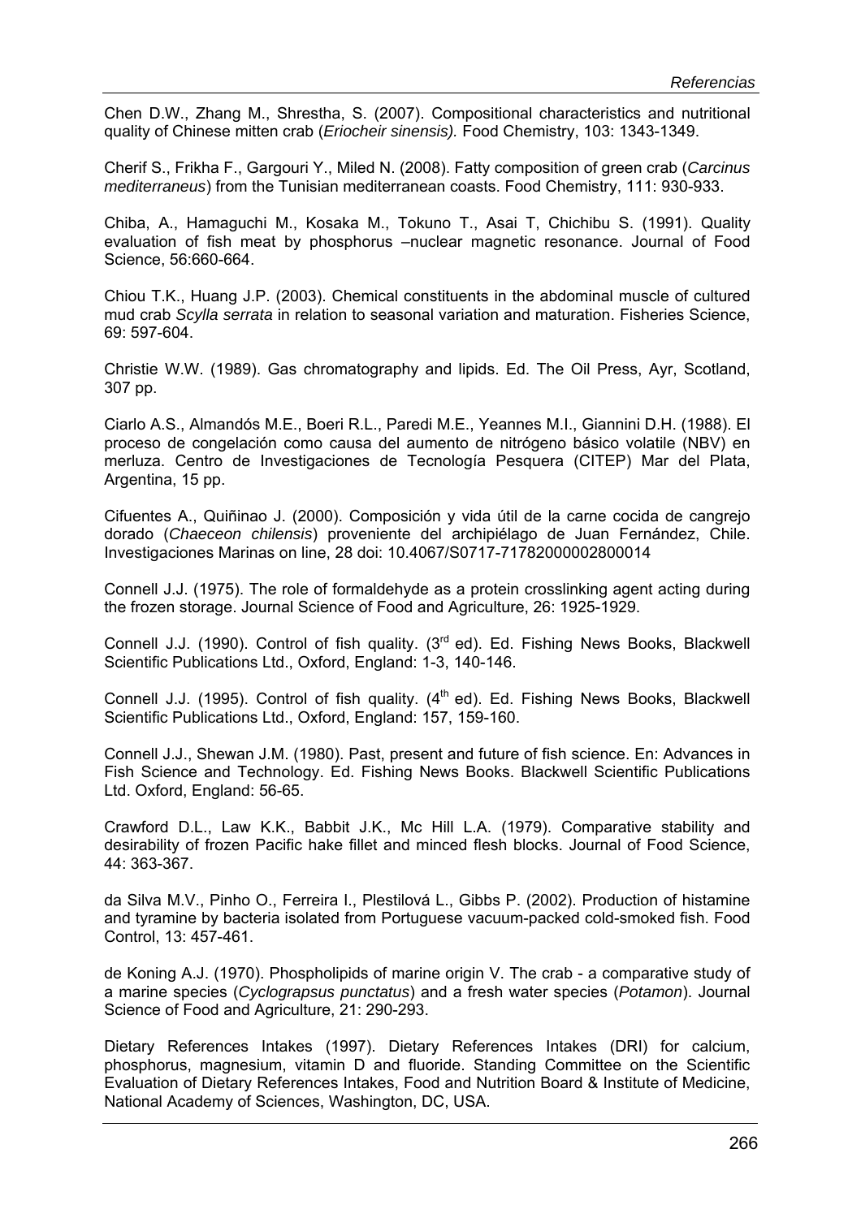Chen D.W., Zhang M., Shrestha, S. (2007). Compositional characteristics and nutritional quality of Chinese mitten crab (*Eriocheir sinensis).* Food Chemistry, 103: 1343-1349.

Cherif S., Frikha F., Gargouri Y., Miled N. (2008). Fatty composition of green crab (*Carcinus mediterraneus*) from the Tunisian mediterranean coasts. Food Chemistry, 111: 930-933.

Chiba, A., Hamaguchi M., Kosaka M., Tokuno T., Asai T, Chichibu S. (1991). Quality evaluation of fish meat by phosphorus –nuclear magnetic resonance. Journal of Food Science, 56:660-664.

Chiou T.K., Huang J.P. (2003). Chemical constituents in the abdominal muscle of cultured mud crab *Scylla serrata* in relation to seasonal variation and maturation. Fisheries Science, 69: 597-604.

Christie W.W. (1989). Gas chromatography and lipids. Ed. The Oil Press, Ayr, Scotland, 307 pp.

Ciarlo A.S., Almandós M.E., Boeri R.L., Paredi M.E., Yeannes M.I., Giannini D.H. (1988). El proceso de congelación como causa del aumento de nitrógeno básico volatile (NBV) en merluza. Centro de Investigaciones de Tecnología Pesquera (CITEP) Mar del Plata, Argentina, 15 pp.

Cifuentes A., Quiñinao J. (2000). Composición y vida útil de la carne cocida de cangrejo dorado (*Chaeceon chilensis*) proveniente del archipiélago de Juan Fernández, Chile. Investigaciones Marinas on line, 28 doi: 10.4067/S0717-71782000002800014

Connell J.J. (1975). The role of formaldehyde as a protein crosslinking agent acting during the frozen storage. Journal Science of Food and Agriculture, 26: 1925-1929.

Connell J.J. (1990). Control of fish quality. (3rd ed). Ed. Fishing News Books, Blackwell Scientific Publications Ltd., Oxford, England: 1-3, 140-146.

Connell J.J. (1995). Control of fish quality. (4th ed). Ed. Fishing News Books, Blackwell Scientific Publications Ltd., Oxford, England: 157, 159-160.

Connell J.J., Shewan J.M. (1980). Past, present and future of fish science. En: Advances in Fish Science and Technology. Ed. Fishing News Books. Blackwell Scientific Publications Ltd. Oxford, England: 56-65.

Crawford D.L., Law K.K., Babbit J.K., Mc Hill L.A. (1979). Comparative stability and desirability of frozen Pacific hake fillet and minced flesh blocks. Journal of Food Science, 44: 363-367.

da Silva M.V., Pinho O., Ferreira I., Plestilová L., Gibbs P. (2002). Production of histamine and tyramine by bacteria isolated from Portuguese vacuum-packed cold-smoked fish. Food Control, 13: 457-461.

de Koning A.J. (1970). Phospholipids of marine origin V. The crab - a comparative study of a marine species (*Cyclograpsus punctatus*) and a fresh water species (*Potamon*). Journal Science of Food and Agriculture, 21: 290-293.

Dietary References Intakes (1997). Dietary References Intakes (DRI) for calcium, phosphorus, magnesium, vitamin D and fluoride. Standing Committee on the Scientific Evaluation of Dietary References Intakes, Food and Nutrition Board & Institute of Medicine, National Academy of Sciences, Washington, DC, USA.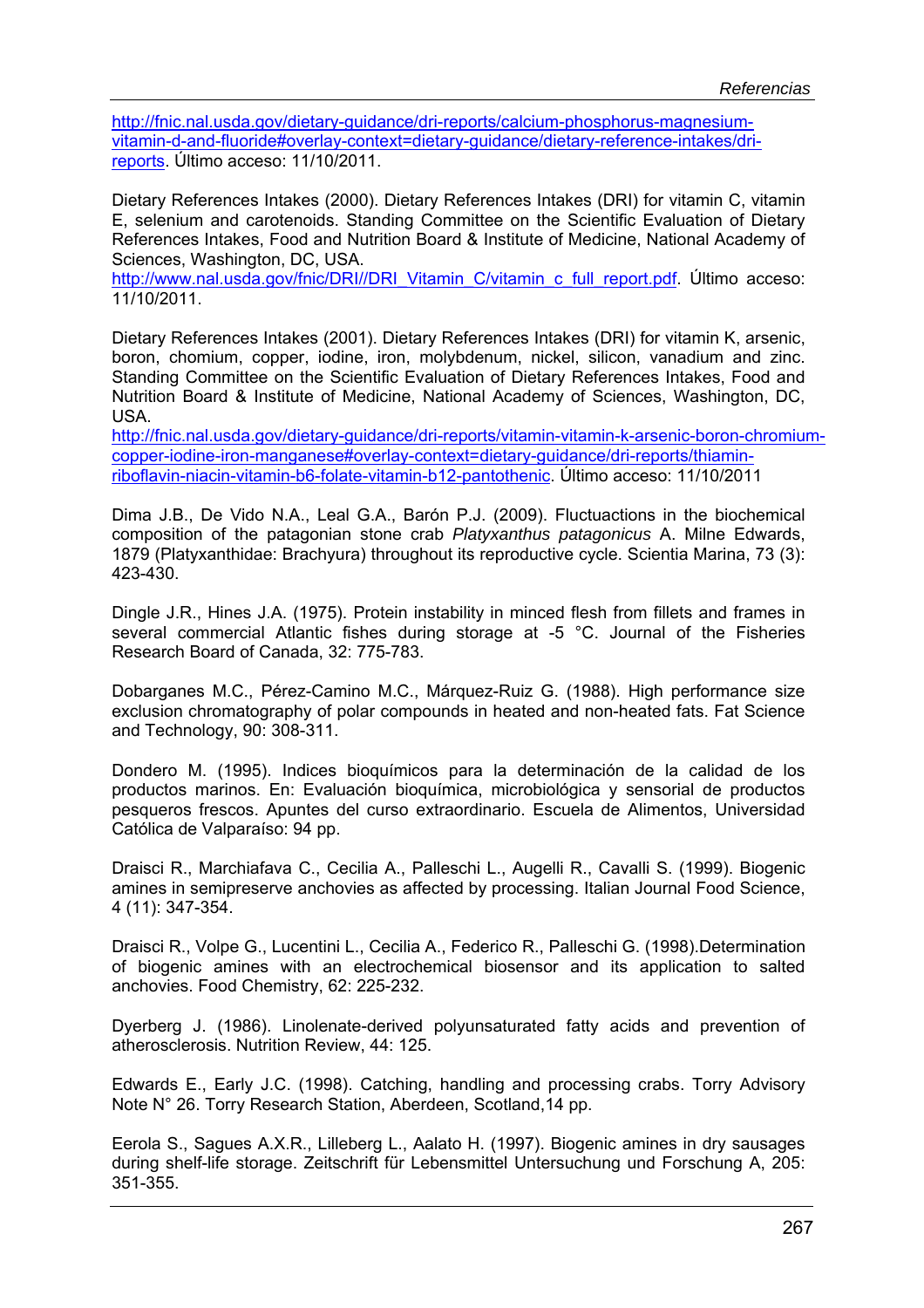http://fnic.nal.usda.gov/dietary-guidance/dri-reports/calcium-phosphorus-magnesium-vitamin-d-and-fluoride#overlay-context=dietary-guidance/dietary-reference-intakes/dri-reports. Último acceso: 11/10/2011.

Dietary References Intakes (2000). Dietary References Intakes (DRI) for vitamin C, vitamin E, selenium and carotenoids. Standing Committee on the Scientific Evaluation of Dietary References Intakes, Food and Nutrition Board & Institute of Medicine, National Academy of Sciences, Washington, DC, USA.
http://www.nal.usda.gov/fnic/DRI//DRI_Vitamin_C/vitamin_c_full_report.pdf. Último acceso: 11/10/2011.

Dietary References Intakes (2001). Dietary References Intakes (DRI) for vitamin K, arsenic, boron, chomium, copper, iodine, iron, molybdenum, nickel, silicon, vanadium and zinc. Standing Committee on the Scientific Evaluation of Dietary References Intakes, Food and Nutrition Board & Institute of Medicine, National Academy of Sciences, Washington, DC, USA.
http://fnic.nal.usda.gov/dietary-guidance/dri-reports/vitamin-vitamin-k-arsenic-boron-chromium-copper-iodine-iron-manganese#overlay-context=dietary-guidance/dri-reports/thiamin-riboflavin-niacin-vitamin-b6-folate-vitamin-b12-pantothenic. Último acceso: 11/10/2011

Dima J.B., De Vido N.A., Leal G.A., Barón P.J. (2009). Fluctuactions in the biochemical composition of the patagonian stone crab *Platyxanthus patagonicus* A. Milne Edwards, 1879 (Platyxanthidae: Brachyura) throughout its reproductive cycle. Scientia Marina, 73 (3): 423-430.

Dingle J.R., Hines J.A. (1975). Protein instability in minced flesh from fillets and frames in several commercial Atlantic fishes during storage at -5 °C. Journal of the Fisheries Research Board of Canada, 32: 775-783.

Dobarganes M.C., Pérez-Camino M.C., Márquez-Ruiz G. (1988). High performance size exclusion chromatography of polar compounds in heated and non-heated fats. Fat Science and Technology, 90: 308-311.

Dondero M. (1995). Indices bioquímicos para la determinación de la calidad de los productos marinos. En: Evaluación bioquímica, microbiológica y sensorial de productos pesqueros frescos. Apuntes del curso extraordinario. Escuela de Alimentos, Universidad Católica de Valparaíso: 94 pp.

Draisci R., Marchiafava C., Cecilia A., Palleschi L., Augelli R., Cavalli S. (1999). Biogenic amines in semipreserve anchovies as affected by processing. Italian Journal Food Science, 4 (11): 347-354.

Draisci R., Volpe G., Lucentini L., Cecilia A., Federico R., Palleschi G. (1998).Determination of biogenic amines with an electrochemical biosensor and its application to salted anchovies. Food Chemistry, 62: 225-232.

Dyerberg J. (1986). Linolenate-derived polyunsaturated fatty acids and prevention of atherosclerosis. Nutrition Review, 44: 125.

Edwards E., Early J.C. (1998). Catching, handling and processing crabs. Torry Advisory Note N° 26. Torry Research Station, Aberdeen, Scotland,14 pp.

Eerola S., Sagues A.X.R., Lilleberg L., Aalato H. (1997). Biogenic amines in dry sausages during shelf-life storage. Zeitschrift für Lebensmittel Untersuchung und Forschung A, 205: 351-355.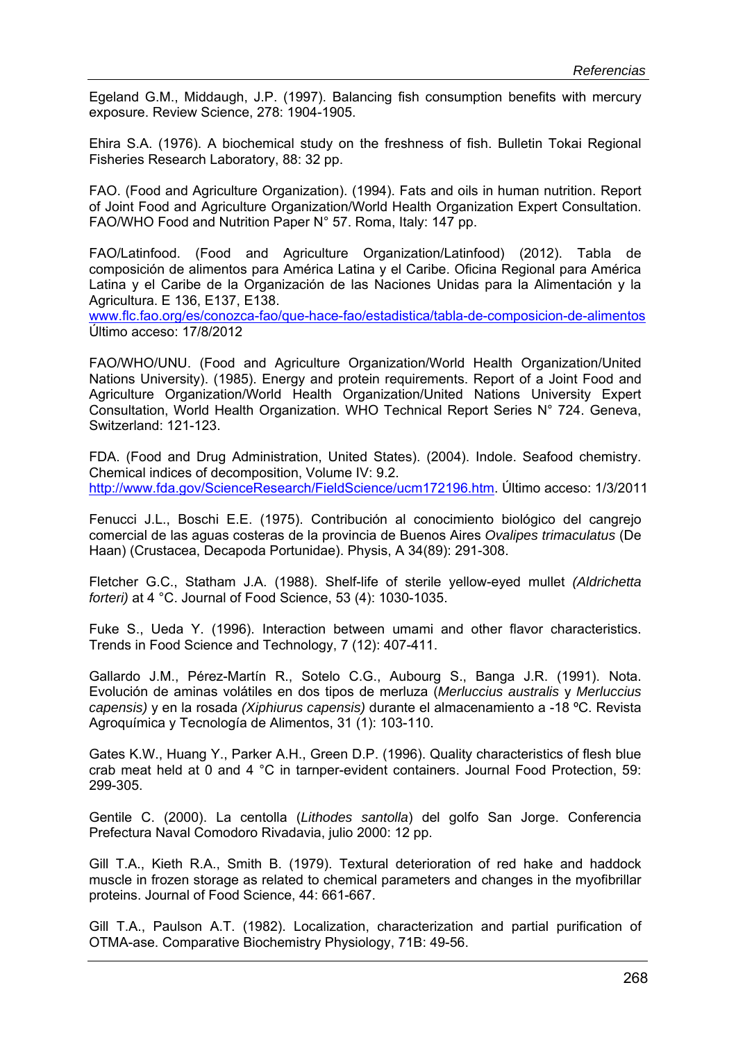Egeland G.M., Middaugh, J.P. (1997). Balancing fish consumption benefits with mercury exposure. Review Science, 278: 1904-1905.

Ehira S.A. (1976). A biochemical study on the freshness of fish. Bulletin Tokai Regional Fisheries Research Laboratory, 88: 32 pp.

FAO. (Food and Agriculture Organization). (1994). Fats and oils in human nutrition. Report of Joint Food and Agriculture Organization/World Health Organization Expert Consultation. FAO/WHO Food and Nutrition Paper N° 57. Roma, Italy: 147 pp.

FAO/Latinfood. (Food and Agriculture Organization/Latinfood) (2012). Tabla de composición de alimentos para América Latina y el Caribe. Oficina Regional para América Latina y el Caribe de la Organización de las Naciones Unidas para la Alimentación y la Agricultura. E 136, E137, E138.
www.flc.fao.org/es/conozca-fao/que-hace-fao/estadistica/tabla-de-composicion-de-alimentos
Último acceso: 17/8/2012

FAO/WHO/UNU. (Food and Agriculture Organization/World Health Organization/United Nations University). (1985). Energy and protein requirements. Report of a Joint Food and Agriculture Organization/World Health Organization/United Nations University Expert Consultation, World Health Organization. WHO Technical Report Series N° 724. Geneva, Switzerland: 121-123.

FDA. (Food and Drug Administration, United States). (2004). Indole. Seafood chemistry. Chemical indices of decomposition, Volume IV: 9.2.
http://www.fda.gov/ScienceResearch/FieldScience/ucm172196.htm. Último acceso: 1/3/2011

Fenucci J.L., Boschi E.E. (1975). Contribución al conocimiento biológico del cangrejo comercial de las aguas costeras de la provincia de Buenos Aires *Ovalipes trimaculatus* (De Haan) (Crustacea, Decapoda Portunidae). Physis, A 34(89): 291-308.

Fletcher G.C., Statham J.A. (1988). Shelf-life of sterile yellow-eyed mullet *(Aldrichetta forteri)* at 4 °C. Journal of Food Science, 53 (4): 1030-1035.

Fuke S., Ueda Y. (1996). Interaction between umami and other flavor characteristics. Trends in Food Science and Technology, 7 (12): 407-411.

Gallardo J.M., Pérez-Martín R., Sotelo C.G., Aubourg S., Banga J.R. (1991). Nota. Evolución de aminas volátiles en dos tipos de merluza (*Merluccius australis* y *Merluccius capensis)* y en la rosada *(Xiphiurus capensis)* durante el almacenamiento a -18 ºC. Revista Agroquímica y Tecnología de Alimentos, 31 (1): 103-110.

Gates K.W., Huang Y., Parker A.H., Green D.P. (1996). Quality characteristics of flesh blue crab meat held at 0 and 4 °C in tarnper-evident containers. Journal Food Protection, 59: 299-305.

Gentile C. (2000). La centolla (*Lithodes santolla*) del golfo San Jorge. Conferencia Prefectura Naval Comodoro Rivadavia, julio 2000: 12 pp.

Gill T.A., Kieth R.A., Smith B. (1979). Textural deterioration of red hake and haddock muscle in frozen storage as related to chemical parameters and changes in the myofibrillar proteins. Journal of Food Science, 44: 661-667.

Gill T.A., Paulson A.T. (1982). Localization, characterization and partial purification of OTMA-ase. Comparative Biochemistry Physiology, 71B: 49-56.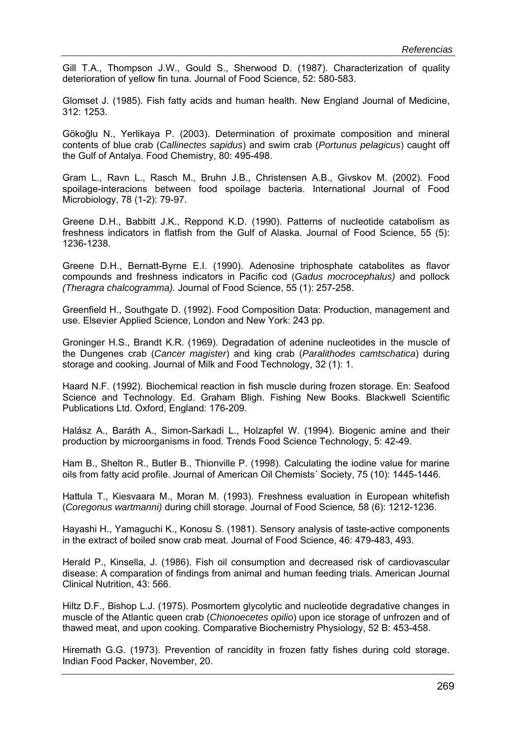Gill T.A., Thompson J.W., Gould S., Sherwood D. (1987). Characterization of quality deterioration of yellow fin tuna. Journal of Food Science, 52: 580-583.

Glomset J. (1985). Fish fatty acids and human health. New England Journal of Medicine, 312: 1253.

Gökoğlu N., Yerlikaya P. (2003). Determination of proximate composition and mineral contents of blue crab (*Callinectes sapidus*) and swim crab (*Portunus pelagicus*) caught off the Gulf of Antalya. Food Chemistry, 80: 495-498.

Gram L., Ravn L., Rasch M., Bruhn J.B., Christensen A.B., Givskov M. (2002). Food spoilage-interacions between food spoilage bacteria. International Journal of Food Microbiology, 78 (1-2): 79-97.

Greene D.H., Babbitt J.K., Reppond K.D. (1990). Patterns of nucleotide catabolism as freshness indicators in flatfish from the Gulf of Alaska. Journal of Food Science, 55 (5): 1236-1238.

Greene D.H., Bernatt-Byrne E.I. (1990). Adenosine triphosphate catabolites as flavor compounds and freshness indicators in Pacific cod (*Gadus mocrocephalus)* and pollock *(Theragra chalcogramma).* Journal of Food Science, 55 (1): 257-258.

Greenfield H., Southgate D. (1992). Food Composition Data: Production, management and use. Elsevier Applied Science, London and New York: 243 pp.

Groninger H.S., Brandt K.R. (1969). Degradation of adenine nucleotides in the muscle of the Dungenes crab (*Cancer magister*) and king crab (*Paralithodes camtschatica*) during storage and cooking. Journal of Milk and Food Technology, 32 (1): 1.

Haard N.F. (1992). Biochemical reaction in fish muscle during frozen storage. En: Seafood Science and Technology. Ed. Graham Bligh. Fishing New Books. Blackwell Scientific Publications Ltd. Oxford, England: 176-209.

Halász A., Baráth A., Simon-Sarkadi L., Holzapfel W. (1994). Biogenic amine and their production by microorganisms in food. Trends Food Science Technology, 5: 42-49.

Ham B., Shelton R., Butler B., Thionville P. (1998). Calculating the iodine value for marine oils from fatty acid profile. Journal of American Oil Chemists´ Society, 75 (10): 1445-1446.

Hattula T., Kiesvaara M., Moran M. (1993). Freshness evaluation in European whitefish (*Coregonus wartmanni)* during chill storage. Journal of Food Science*,* 58 (6): 1212-1236.

Hayashi H., Yamaguchi K., Konosu S. (1981). Sensory analysis of taste-active components in the extract of boiled snow crab meat. Journal of Food Science, 46: 479-483, 493.

Herald P., Kinsella, J. (1986). Fish oil consumption and decreased risk of cardiovascular disease: A comparation of findings from animal and human feeding trials. American Journal Clinical Nutrition, 43: 566.

Hiltz D.F., Bishop L.J. (1975). Posmortem glycolytic and nucleotide degradative changes in muscle of the Atlantic queen crab (*Chionoecetes opilio*) upon ice storage of unfrozen and of thawed meat, and upon cooking. Comparative Biochemistry Physiology, 52 B: 453-458.

Hiremath G.G. (1973). Prevention of rancidity in frozen fatty fishes during cold storage. Indian Food Packer, November, 20.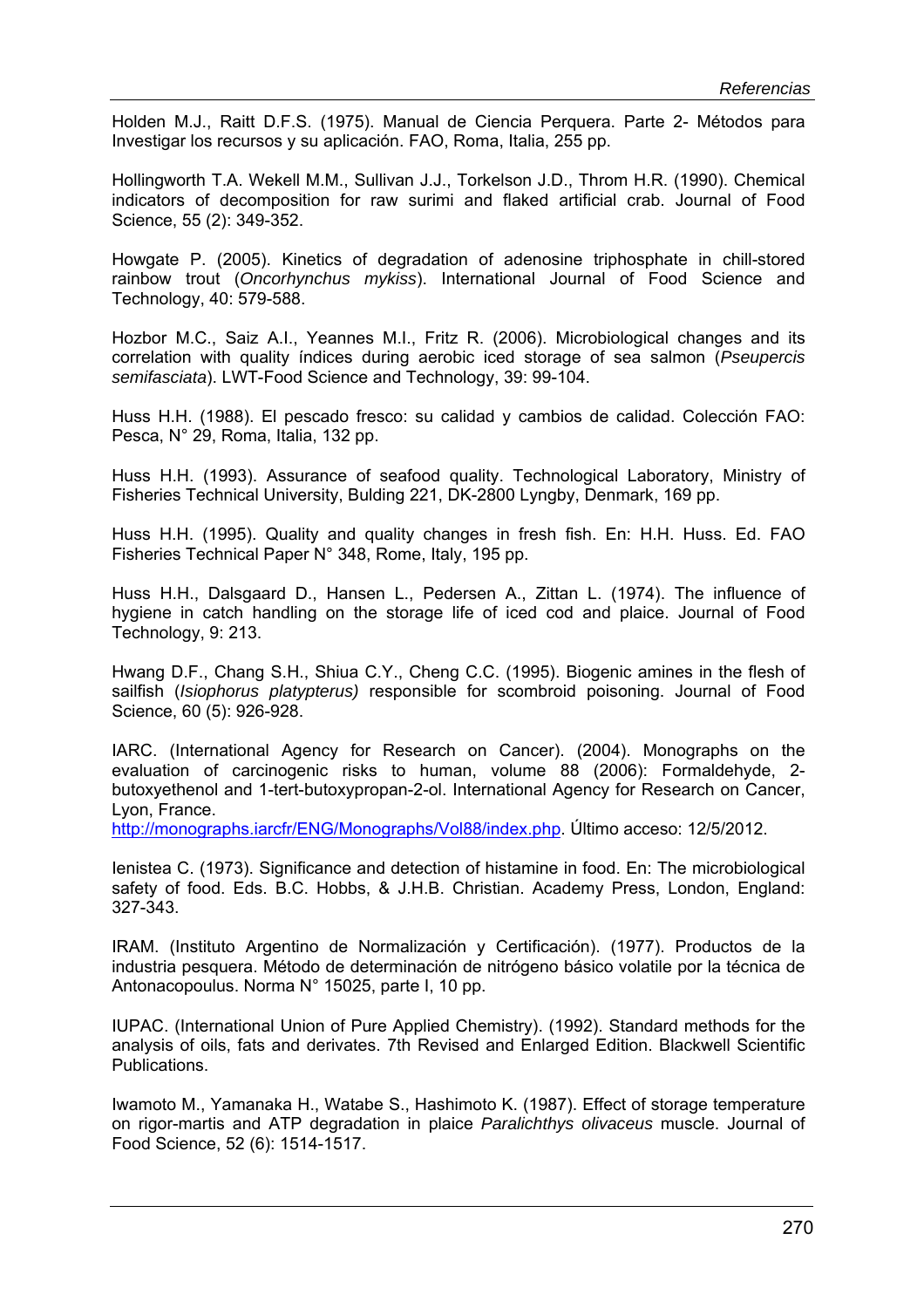Holden M.J., Raitt D.F.S. (1975). Manual de Ciencia Perquera. Parte 2- Métodos para Investigar los recursos y su aplicación. FAO, Roma, Italia, 255 pp.

Hollingworth T.A. Wekell M.M., Sullivan J.J., Torkelson J.D., Throm H.R. (1990). Chemical indicators of decomposition for raw surimi and flaked artificial crab. Journal of Food Science, 55 (2): 349-352.

Howgate P. (2005). Kinetics of degradation of adenosine triphosphate in chill-stored rainbow trout (*Oncorhynchus mykiss*). International Journal of Food Science and Technology, 40: 579-588.

Hozbor M.C., Saiz A.I., Yeannes M.I., Fritz R. (2006). Microbiological changes and its correlation with quality índices during aerobic iced storage of sea salmon (*Pseupercis semifasciata*). LWT-Food Science and Technology, 39: 99-104.

Huss H.H. (1988). El pescado fresco: su calidad y cambios de calidad. Colección FAO: Pesca, N° 29, Roma, Italia, 132 pp.

Huss H.H. (1993). Assurance of seafood quality. Technological Laboratory, Ministry of Fisheries Technical University, Bulding 221, DK-2800 Lyngby, Denmark, 169 pp.

Huss H.H. (1995). Quality and quality changes in fresh fish. En: H.H. Huss. Ed. FAO Fisheries Technical Paper N° 348, Rome, Italy, 195 pp.

Huss H.H., Dalsgaard D., Hansen L., Pedersen A., Zittan L. (1974). The influence of hygiene in catch handling on the storage life of iced cod and plaice. Journal of Food Technology, 9: 213.

Hwang D.F., Chang S.H., Shiua C.Y., Cheng C.C. (1995). Biogenic amines in the flesh of sailfish (*Isiophorus platypterus)* responsible for scombroid poisoning. Journal of Food Science, 60 (5): 926-928.

IARC. (International Agency for Research on Cancer). (2004). Monographs on the evaluation of carcinogenic risks to human, volume 88 (2006): Formaldehyde, 2-butoxyethenol and 1-tert-butoxypropan-2-ol. International Agency for Research on Cancer, Lyon, France.
http://monographs.iarcfr/ENG/Monographs/Vol88/index.php. Último acceso: 12/5/2012.

Ienistea C. (1973). Significance and detection of histamine in food. En: The microbiological safety of food. Eds. B.C. Hobbs, & J.H.B. Christian. Academy Press, London, England: 327-343.

IRAM. (Instituto Argentino de Normalización y Certificación). (1977). Productos de la industria pesquera. Método de determinación de nitrógeno básico volatile por la técnica de Antonacopoulus. Norma N° 15025, parte I, 10 pp.

IUPAC. (International Union of Pure Applied Chemistry). (1992). Standard methods for the analysis of oils, fats and derivates. 7th Revised and Enlarged Edition. Blackwell Scientific Publications.

Iwamoto M., Yamanaka H., Watabe S., Hashimoto K. (1987). Effect of storage temperature on rigor-martis and ATP degradation in plaice *Paralichthys olivaceus* muscle. Journal of Food Science, 52 (6): 1514-1517.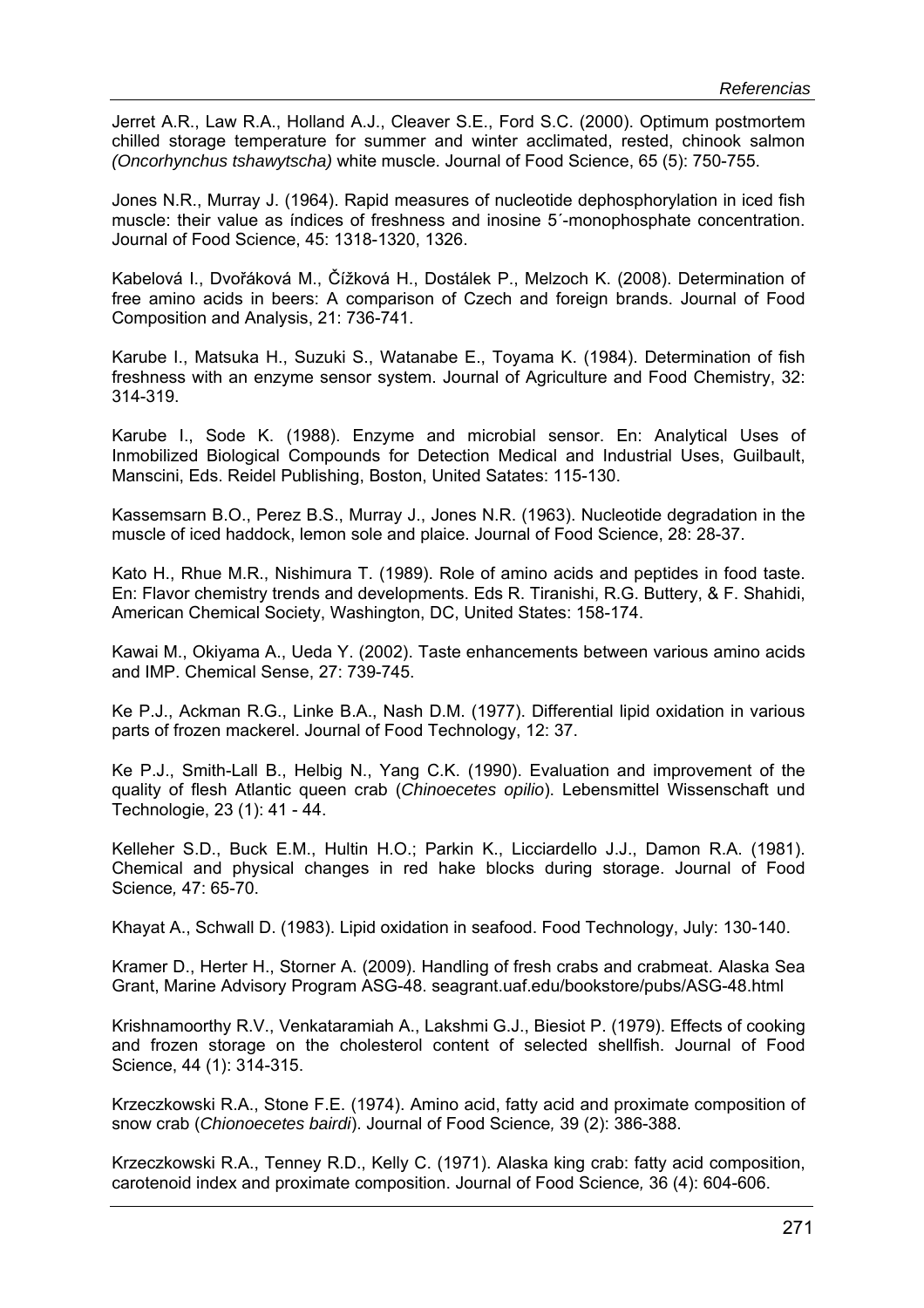Jerret A.R., Law R.A., Holland A.J., Cleaver S.E., Ford S.C. (2000). Optimum postmortem chilled storage temperature for summer and winter acclimated, rested, chinook salmon *(Oncorhynchus tshawytscha)* white muscle. Journal of Food Science, 65 (5): 750-755.

Jones N.R., Murray J. (1964). Rapid measures of nucleotide dephosphorylation in iced fish muscle: their value as índices of freshness and inosine 5´-monophosphate concentration. Journal of Food Science, 45: 1318-1320, 1326.

Kabelová I., Dvořáková M., Čížková H., Dostálek P., Melzoch K. (2008). Determination of free amino acids in beers: A comparison of Czech and foreign brands. Journal of Food Composition and Analysis, 21: 736-741.

Karube I., Matsuka H., Suzuki S., Watanabe E., Toyama K. (1984). Determination of fish freshness with an enzyme sensor system. Journal of Agriculture and Food Chemistry, 32: 314-319.

Karube I., Sode K. (1988). Enzyme and microbial sensor. En: Analytical Uses of Inmobilized Biological Compounds for Detection Medical and Industrial Uses, Guilbault, Manscini, Eds. Reidel Publishing, Boston, United Satates: 115-130.

Kassemsarn B.O., Perez B.S., Murray J., Jones N.R. (1963). Nucleotide degradation in the muscle of iced haddock, lemon sole and plaice. Journal of Food Science, 28: 28-37.

Kato H., Rhue M.R., Nishimura T. (1989). Role of amino acids and peptides in food taste. En: Flavor chemistry trends and developments. Eds R. Tiranishi, R.G. Buttery, & F. Shahidi, American Chemical Society, Washington, DC, United States: 158-174.

Kawai M., Okiyama A., Ueda Y. (2002). Taste enhancements between various amino acids and IMP. Chemical Sense, 27: 739-745.

Ke P.J., Ackman R.G., Linke B.A., Nash D.M. (1977). Differential lipid oxidation in various parts of frozen mackerel. Journal of Food Technology, 12: 37.

Ke P.J., Smith-Lall B., Helbig N., Yang C.K. (1990). Evaluation and improvement of the quality of flesh Atlantic queen crab (*Chinoecetes opilio*). Lebensmittel Wissenschaft und Technologie, 23 (1): 41 - 44.

Kelleher S.D., Buck E.M., Hultin H.O.; Parkin K., Licciardello J.J., Damon R.A. (1981). Chemical and physical changes in red hake blocks during storage. Journal of Food Science*,* 47: 65-70.

Khayat A., Schwall D. (1983). Lipid oxidation in seafood. Food Technology, July: 130-140.

Kramer D., Herter H., Storner A. (2009). Handling of fresh crabs and crabmeat. Alaska Sea Grant, Marine Advisory Program ASG-48. seagrant.uaf.edu/bookstore/pubs/ASG-48.html

Krishnamoorthy R.V., Venkataramiah A., Lakshmi G.J., Biesiot P. (1979). Effects of cooking and frozen storage on the cholesterol content of selected shellfish. Journal of Food Science, 44 (1): 314-315.

Krzeczkowski R.A., Stone F.E. (1974). Amino acid, fatty acid and proximate composition of snow crab (*Chionoecetes bairdi*). Journal of Food Science*,* 39 (2): 386-388.

Krzeczkowski R.A., Tenney R.D., Kelly C. (1971). Alaska king crab: fatty acid composition, carotenoid index and proximate composition. Journal of Food Science*,* 36 (4): 604-606.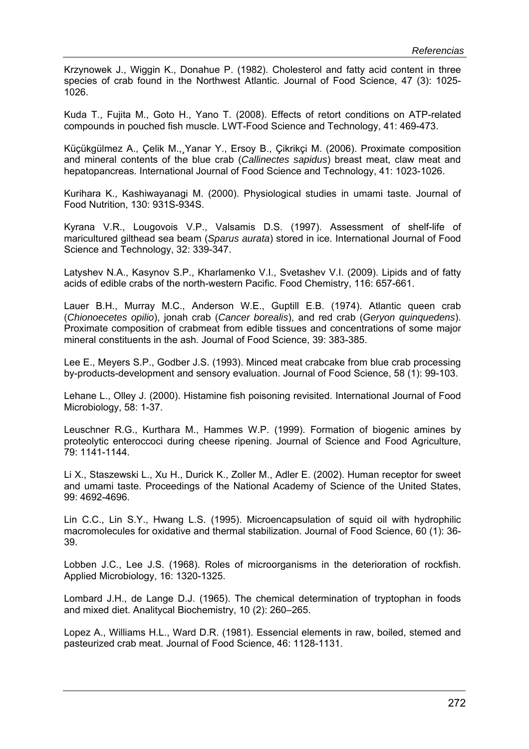Krzynowek J., Wiggin K., Donahue P. (1982). Cholesterol and fatty acid content in three species of crab found in the Northwest Atlantic. Journal of Food Science, 47 (3): 1025-1026.

Kuda T., Fujita M., Goto H., Yano T. (2008). Effects of retort conditions on ATP-related compounds in pouched fish muscle. LWT-Food Science and Technology, 41: 469-473.

Küçükgülmez A., Çelik M.,¸Yanar Y., Ersoy B., Çikrikçi M. (2006). Proximate composition and mineral contents of the blue crab (*Callinectes sapidus*) breast meat, claw meat and hepatopancreas. International Journal of Food Science and Technology, 41: 1023-1026.

Kurihara K., Kashiwayanagi M. (2000). Physiological studies in umami taste. Journal of Food Nutrition, 130: 931S-934S.

Kyrana V.R., Lougovois V.P., Valsamis D.S. (1997). Assessment of shelf-life of maricultured gilthead sea beam (*Sparus aurata*) stored in ice. International Journal of Food Science and Technology, 32: 339-347.

Latyshev N.A., Kasynov S.P., Kharlamenko V.I., Svetashev V.I. (2009). Lipids and of fatty acids of edible crabs of the north-western Pacific. Food Chemistry, 116: 657-661.

Lauer B.H., Murray M.C., Anderson W.E., Guptill E.B. (1974). Atlantic queen crab (*Chionoecetes opilio*), jonah crab (*Cancer borealis*), and red crab (*Geryon quinquedens*). Proximate composition of crabmeat from edible tissues and concentrations of some major mineral constituents in the ash. Journal of Food Science, 39: 383-385.

Lee E., Meyers S.P., Godber J.S. (1993). Minced meat crabcake from blue crab processing by-products-development and sensory evaluation. Journal of Food Science, 58 (1): 99-103.

Lehane L., Olley J. (2000). Histamine fish poisoning revisited. International Journal of Food Microbiology, 58: 1-37.

Leuschner R.G., Kurthara M., Hammes W.P. (1999). Formation of biogenic amines by proteolytic enteroccoci during cheese ripening. Journal of Science and Food Agriculture, 79: 1141-1144.

Li X., Staszewski L., Xu H., Durick K., Zoller M., Adler E. (2002). Human receptor for sweet and umami taste. Proceedings of the National Academy of Science of the United States, 99: 4692-4696.

Lin C.C., Lin S.Y., Hwang L.S. (1995). Microencapsulation of squid oil with hydrophilic macromolecules for oxidative and thermal stabilization. Journal of Food Science, 60 (1): 36-39.

Lobben J.C., Lee J.S. (1968). Roles of microorganisms in the deterioration of rockfish. Applied Microbiology, 16: 1320-1325.

Lombard J.H., de Lange D.J. (1965). The chemical determination of tryptophan in foods and mixed diet. Analitycal Biochemistry, 10 (2): 260–265.

Lopez A., Williams H.L., Ward D.R. (1981). Essencial elements in raw, boiled, stemed and pasteurized crab meat. Journal of Food Science, 46: 1128-1131.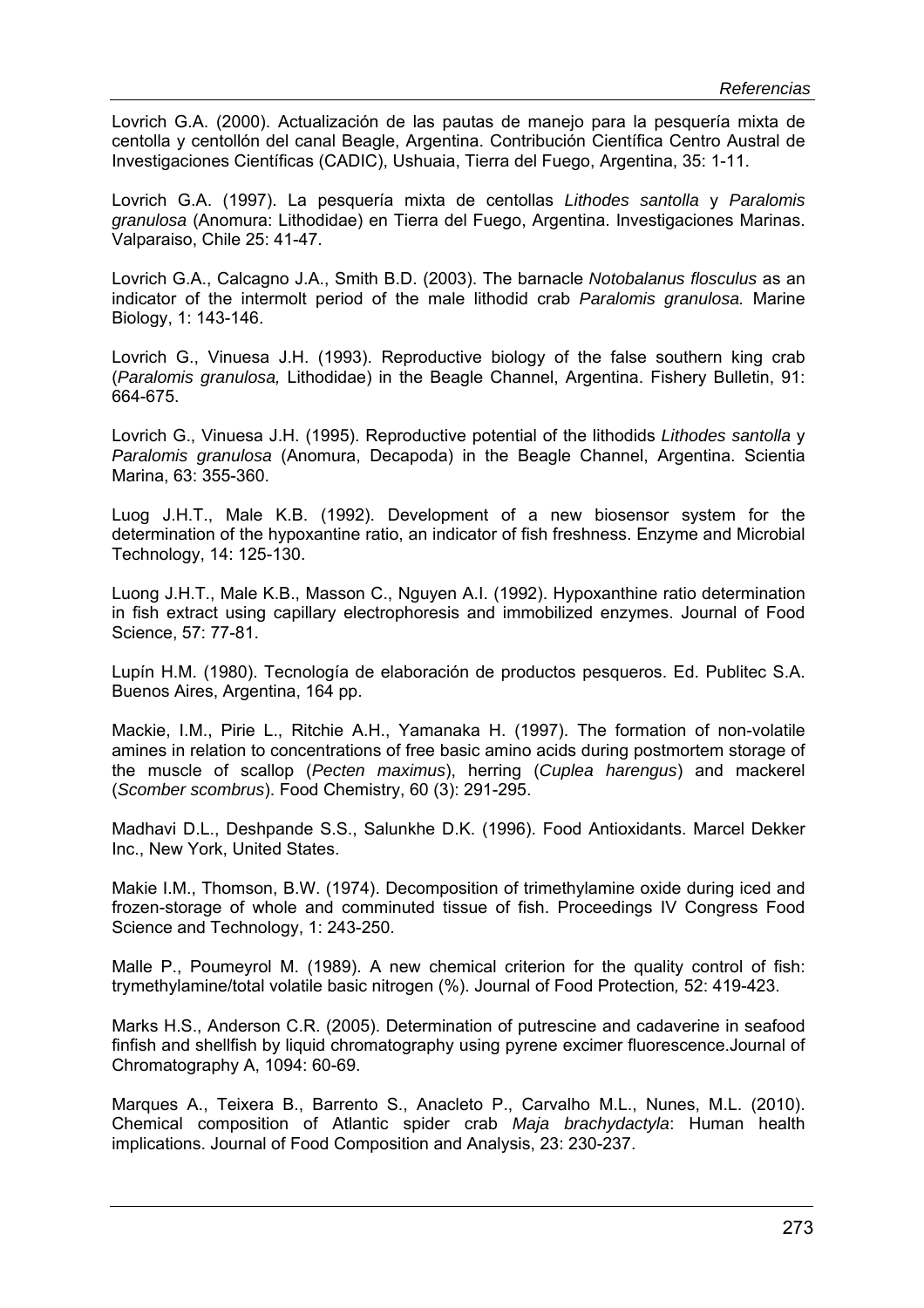Lovrich G.A. (2000). Actualización de las pautas de manejo para la pesquería mixta de centolla y centollón del canal Beagle, Argentina. Contribución Científica Centro Austral de Investigaciones Científicas (CADIC), Ushuaia, Tierra del Fuego, Argentina, 35: 1-11.

Lovrich G.A. (1997). La pesquería mixta de centollas *Lithodes santolla* y *Paralomis granulosa* (Anomura: Lithodidae) en Tierra del Fuego, Argentina. Investigaciones Marinas. Valparaiso, Chile 25: 41-47.

Lovrich G.A., Calcagno J.A., Smith B.D. (2003). The barnacle *Notobalanus flosculus* as an indicator of the intermolt period of the male lithodid crab *Paralomis granulosa.* Marine Biology, 1: 143-146.

Lovrich G., Vinuesa J.H. (1993). Reproductive biology of the false southern king crab (*Paralomis granulosa,* Lithodidae) in the Beagle Channel, Argentina. Fishery Bulletin, 91: 664-675.

Lovrich G., Vinuesa J.H. (1995). Reproductive potential of the lithodids *Lithodes santolla* y *Paralomis granulosa* (Anomura, Decapoda) in the Beagle Channel, Argentina. Scientia Marina, 63: 355-360.

Luog J.H.T., Male K.B. (1992). Development of a new biosensor system for the determination of the hypoxantine ratio, an indicator of fish freshness. Enzyme and Microbial Technology, 14: 125-130.

Luong J.H.T., Male K.B., Masson C., Nguyen A.I. (1992). Hypoxanthine ratio determination in fish extract using capillary electrophoresis and immobilized enzymes. Journal of Food Science, 57: 77-81.

Lupín H.M. (1980). Tecnología de elaboración de productos pesqueros. Ed. Publitec S.A. Buenos Aires, Argentina, 164 pp.

Mackie, I.M., Pirie L., Ritchie A.H., Yamanaka H. (1997). The formation of non-volatile amines in relation to concentrations of free basic amino acids during postmortem storage of the muscle of scallop (*Pecten maximus*), herring (*Cuplea harengus*) and mackerel (*Scomber scombrus*). Food Chemistry, 60 (3): 291-295.

Madhavi D.L., Deshpande S.S., Salunkhe D.K. (1996). Food Antioxidants. Marcel Dekker Inc., New York, United States.

Makie I.M., Thomson, B.W. (1974). Decomposition of trimethylamine oxide during iced and frozen-storage of whole and comminuted tissue of fish. Proceedings IV Congress Food Science and Technology, 1: 243-250.

Malle P., Poumeyrol M. (1989). A new chemical criterion for the quality control of fish: trymethylamine/total volatile basic nitrogen (%). Journal of Food Protection*,* 52: 419-423.

Marks H.S., Anderson C.R. (2005). Determination of putrescine and cadaverine in seafood finfish and shellfish by liquid chromatography using pyrene excimer fluorescence.Journal of Chromatography A, 1094: 60-69.

Marques A., Teixera B., Barrento S., Anacleto P., Carvalho M.L., Nunes, M.L. (2010). Chemical composition of Atlantic spider crab *Maja brachydactyla*: Human health implications. Journal of Food Composition and Analysis, 23: 230-237.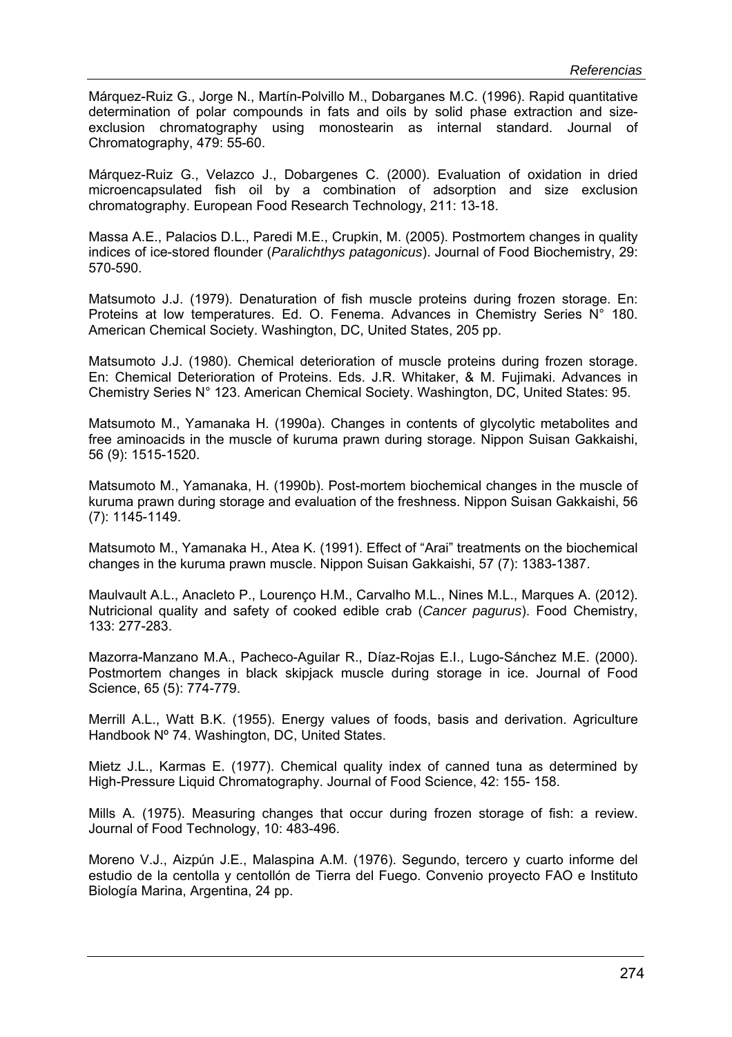Márquez-Ruiz G., Jorge N., Martín-Polvillo M., Dobarganes M.C. (1996). Rapid quantitative determination of polar compounds in fats and oils by solid phase extraction and size-exclusion chromatography using monostearin as internal standard. Journal of Chromatography, 479: 55-60.

Márquez-Ruiz G., Velazco J., Dobargenes C. (2000). Evaluation of oxidation in dried microencapsulated fish oil by a combination of adsorption and size exclusion chromatography. European Food Research Technology, 211: 13-18.

Massa A.E., Palacios D.L., Paredi M.E., Crupkin, M. (2005). Postmortem changes in quality indices of ice-stored flounder (*Paralichthys patagonicus*). Journal of Food Biochemistry, 29: 570-590.

Matsumoto J.J. (1979). Denaturation of fish muscle proteins during frozen storage. En: Proteins at low temperatures. Ed. O. Fenema. Advances in Chemistry Series N° 180. American Chemical Society. Washington, DC, United States, 205 pp.

Matsumoto J.J. (1980). Chemical deterioration of muscle proteins during frozen storage. En: Chemical Deterioration of Proteins. Eds. J.R. Whitaker, & M. Fujimaki. Advances in Chemistry Series N° 123. American Chemical Society. Washington, DC, United States: 95.

Matsumoto M., Yamanaka H. (1990a). Changes in contents of glycolytic metabolites and free aminoacids in the muscle of kuruma prawn during storage. Nippon Suisan Gakkaishi, 56 (9): 1515-1520.

Matsumoto M., Yamanaka, H. (1990b). Post-mortem biochemical changes in the muscle of kuruma prawn during storage and evaluation of the freshness. Nippon Suisan Gakkaishi, 56 (7): 1145-1149.

Matsumoto M., Yamanaka H., Atea K. (1991). Effect of "Arai" treatments on the biochemical changes in the kuruma prawn muscle. Nippon Suisan Gakkaishi, 57 (7): 1383-1387.

Maulvault A.L., Anacleto P., Lourenço H.M., Carvalho M.L., Nines M.L., Marques A. (2012). Nutricional quality and safety of cooked edible crab (*Cancer pagurus*). Food Chemistry, 133: 277-283.

Mazorra-Manzano M.A., Pacheco-Aguilar R., Díaz-Rojas E.I., Lugo-Sánchez M.E. (2000). Postmortem changes in black skipjack muscle during storage in ice. Journal of Food Science, 65 (5): 774-779.

Merrill A.L., Watt B.K. (1955). Energy values of foods, basis and derivation. Agriculture Handbook Nº 74. Washington, DC, United States.

Mietz J.L., Karmas E. (1977). Chemical quality index of canned tuna as determined by High-Pressure Liquid Chromatography. Journal of Food Science, 42: 155- 158.

Mills A. (1975). Measuring changes that occur during frozen storage of fish: a review. Journal of Food Technology, 10: 483-496.

Moreno V.J., Aizpún J.E., Malaspina A.M. (1976). Segundo, tercero y cuarto informe del estudio de la centolla y centollón de Tierra del Fuego. Convenio proyecto FAO e Instituto Biología Marina, Argentina, 24 pp.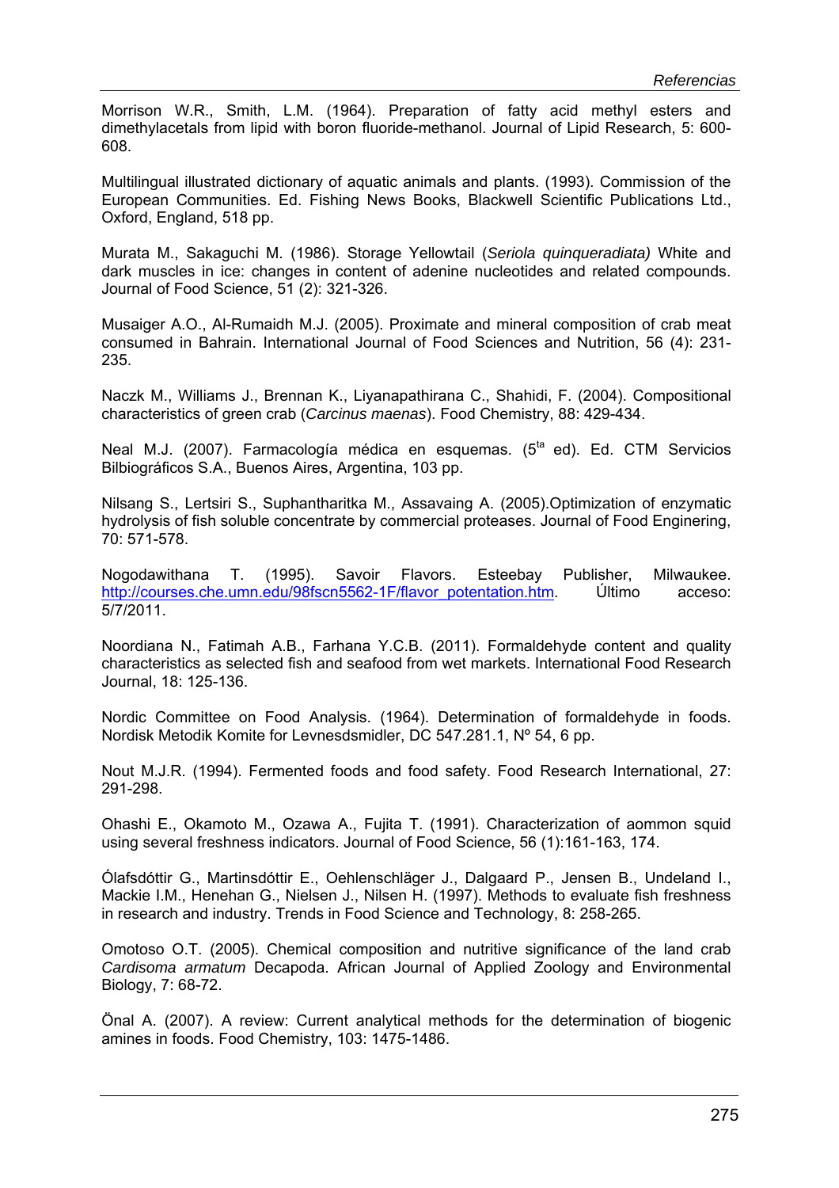Morrison W.R., Smith, L.M. (1964). Preparation of fatty acid methyl esters and dimethylacetals from lipid with boron fluoride-methanol. Journal of Lipid Research, 5: 600-608.

Multilingual illustrated dictionary of aquatic animals and plants. (1993). Commission of the European Communities. Ed. Fishing News Books, Blackwell Scientific Publications Ltd., Oxford, England, 518 pp.

Murata M., Sakaguchi M. (1986). Storage Yellowtail (*Seriola quinqueradiata)* White and dark muscles in ice: changes in content of adenine nucleotides and related compounds. Journal of Food Science, 51 (2): 321-326.

Musaiger A.O., Al-Rumaidh M.J. (2005). Proximate and mineral composition of crab meat consumed in Bahrain. International Journal of Food Sciences and Nutrition, 56 (4): 231-235.

Naczk M., Williams J., Brennan K., Liyanapathirana C., Shahidi, F. (2004). Compositional characteristics of green crab (*Carcinus maenas*). Food Chemistry, 88: 429-434.

Neal M.J. (2007). Farmacología médica en esquemas. (5$^{ta}$ ed). Ed. CTM Servicios Bilbiográficos S.A., Buenos Aires, Argentina, 103 pp.

Nilsang S., Lertsiri S., Suphantharitka M., Assavaing A. (2005).Optimization of enzymatic hydrolysis of fish soluble concentrate by commercial proteases. Journal of Food Enginering, 70: 571-578.

Nogodawithana T. (1995). Savoir Flavors. Esteebay Publisher, Milwaukee. http://courses.che.umn.edu/98fscn5562-1F/flavor_potentation.htm. Último acceso: 5/7/2011.

Noordiana N., Fatimah A.B., Farhana Y.C.B. (2011). Formaldehyde content and quality characteristics as selected fish and seafood from wet markets. International Food Research Journal, 18: 125-136.

Nordic Committee on Food Analysis. (1964). Determination of formaldehyde in foods. Nordisk Metodik Komite for Levnesdsmidler, DC 547.281.1, Nº 54, 6 pp.

Nout M.J.R. (1994). Fermented foods and food safety. Food Research International, 27: 291-298.

Ohashi E., Okamoto M., Ozawa A., Fujita T. (1991). Characterization of aommon squid using several freshness indicators. Journal of Food Science, 56 (1):161-163, 174.

Ólafsdóttir G., Martinsdóttir E., Oehlenschläger J., Dalgaard P., Jensen B., Undeland I., Mackie I.M., Henehan G., Nielsen J., Nilsen H. (1997). Methods to evaluate fish freshness in research and industry. Trends in Food Science and Technology, 8: 258-265.

Omotoso O.T. (2005). Chemical composition and nutritive significance of the land crab *Cardisoma armatum* Decapoda. African Journal of Applied Zoology and Environmental Biology, 7: 68-72.

Önal A. (2007). A review: Current analytical methods for the determination of biogenic amines in foods. Food Chemistry, 103: 1475-1486.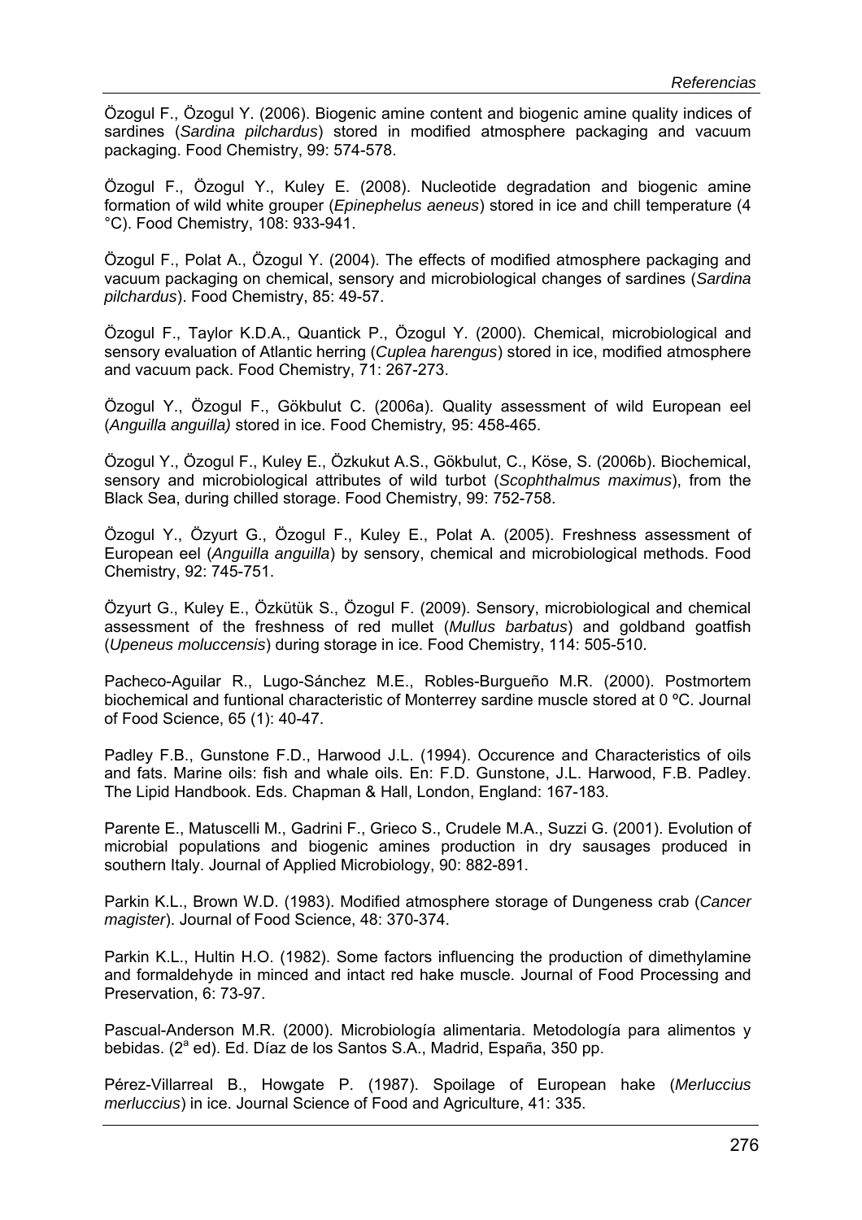Özogul F., Özogul Y. (2006). Biogenic amine content and biogenic amine quality indices of sardines (*Sardina pilchardus*) stored in modified atmosphere packaging and vacuum packaging. Food Chemistry, 99: 574-578.

Özogul F., Özogul Y., Kuley E. (2008). Nucleotide degradation and biogenic amine formation of wild white grouper (*Epinephelus aeneus*) stored in ice and chill temperature (4 °C). Food Chemistry, 108: 933-941.

Özogul F., Polat A., Özogul Y. (2004). The effects of modified atmosphere packaging and vacuum packaging on chemical, sensory and microbiological changes of sardines (*Sardina pilchardus*). Food Chemistry, 85: 49-57.

Özogul F., Taylor K.D.A., Quantick P., Özogul Y. (2000). Chemical, microbiological and sensory evaluation of Atlantic herring (*Cuplea harengus*) stored in ice, modified atmosphere and vacuum pack. Food Chemistry, 71: 267-273.

Özogul Y., Özogul F., Gökbulut C. (2006a). Quality assessment of wild European eel (*Anguilla anguilla)* stored in ice. Food Chemistry*,* 95: 458-465.

Özogul Y., Özogul F., Kuley E., Özkukut A.S., Gökbulut, C., Köse, S. (2006b). Biochemical, sensory and microbiological attributes of wild turbot (*Scophthalmus maximus*), from the Black Sea, during chilled storage. Food Chemistry, 99: 752-758.

Özogul Y., Özyurt G., Özogul F., Kuley E., Polat A. (2005). Freshness assessment of European eel (*Anguilla anguilla*) by sensory, chemical and microbiological methods. Food Chemistry, 92: 745-751.

Özyurt G., Kuley E., Özkütük S., Özogul F. (2009). Sensory, microbiological and chemical assessment of the freshness of red mullet (*Mullus barbatus*) and goldband goatfish (*Upeneus moluccensis*) during storage in ice. Food Chemistry, 114: 505-510.

Pacheco-Aguilar R., Lugo-Sánchez M.E., Robles-Burgueño M.R. (2000). Postmortem biochemical and funtional characteristic of Monterrey sardine muscle stored at 0 ºC. Journal of Food Science, 65 (1): 40-47.

Padley F.B., Gunstone F.D., Harwood J.L. (1994). Occurence and Characteristics of oils and fats. Marine oils: fish and whale oils. En: F.D. Gunstone, J.L. Harwood, F.B. Padley. The Lipid Handbook. Eds. Chapman & Hall, London, England: 167-183.

Parente E., Matuscelli M., Gadrini F., Grieco S., Crudele M.A., Suzzi G. (2001). Evolution of microbial populations and biogenic amines production in dry sausages produced in southern Italy. Journal of Applied Microbiology, 90: 882-891.

Parkin K.L., Brown W.D. (1983). Modified atmosphere storage of Dungeness crab (*Cancer magister*). Journal of Food Science, 48: 370-374.

Parkin K.L., Hultin H.O. (1982). Some factors influencing the production of dimethylamine and formaldehyde in minced and intact red hake muscle. Journal of Food Processing and Preservation, 6: 73-97.

Pascual-Anderson M.R. (2000). Microbiología alimentaria. Metodología para alimentos y bebidas. (2ª ed). Ed. Díaz de los Santos S.A., Madrid, España, 350 pp.

Pérez-Villarreal B., Howgate P. (1987). Spoilage of European hake (*Merluccius merluccius*) in ice. Journal Science of Food and Agriculture, 41: 335.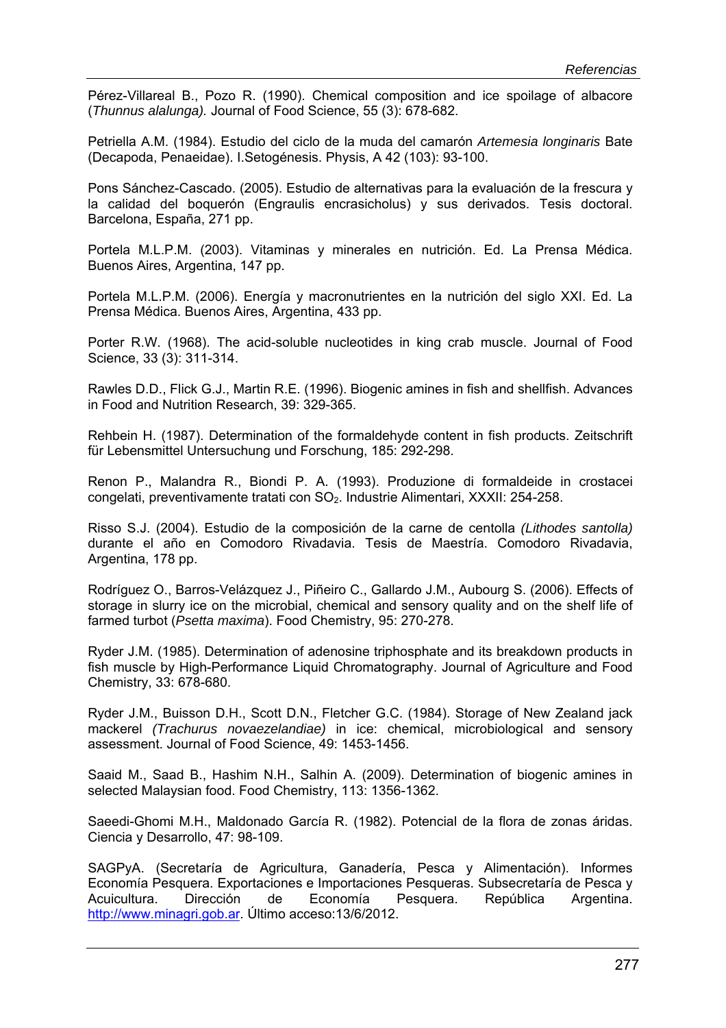Pérez-Villareal B., Pozo R. (1990). Chemical composition and ice spoilage of albacore (*Thunnus alalunga).* Journal of Food Science, 55 (3): 678-682.

Petriella A.M. (1984). Estudio del ciclo de la muda del camarón *Artemesia longinaris* Bate (Decapoda, Penaeidae). I.Setogénesis. Physis, A 42 (103): 93-100.

Pons Sánchez-Cascado. (2005). Estudio de alternativas para la evaluación de la frescura y la calidad del boquerón (Engraulis encrasicholus) y sus derivados. Tesis doctoral. Barcelona, España, 271 pp.

Portela M.L.P.M. (2003). Vitaminas y minerales en nutrición. Ed. La Prensa Médica. Buenos Aires, Argentina, 147 pp.

Portela M.L.P.M. (2006). Energía y macronutrientes en la nutrición del siglo XXI. Ed. La Prensa Médica. Buenos Aires, Argentina, 433 pp.

Porter R.W. (1968). The acid-soluble nucleotides in king crab muscle. Journal of Food Science, 33 (3): 311-314.

Rawles D.D., Flick G.J., Martin R.E. (1996). Biogenic amines in fish and shellfish. Advances in Food and Nutrition Research, 39: 329-365.

Rehbein H. (1987). Determination of the formaldehyde content in fish products. Zeitschrift für Lebensmittel Untersuchung und Forschung, 185: 292-298.

Renon P., Malandra R., Biondi P. A. (1993). Produzione di formaldeide in crostacei congelati, preventivamente tratati con $SO_2$. Industrie Alimentari, XXXII: 254-258.

Risso S.J. (2004). Estudio de la composición de la carne de centolla *(Lithodes santolla)* durante el año en Comodoro Rivadavia. Tesis de Maestría. Comodoro Rivadavia, Argentina, 178 pp.

Rodríguez O., Barros-Velázquez J., Piñeiro C., Gallardo J.M., Aubourg S. (2006). Effects of storage in slurry ice on the microbial, chemical and sensory quality and on the shelf life of farmed turbot (*Psetta maxima*). Food Chemistry, 95: 270-278.

Ryder J.M. (1985). Determination of adenosine triphosphate and its breakdown products in fish muscle by High-Performance Liquid Chromatography. Journal of Agriculture and Food Chemistry, 33: 678-680.

Ryder J.M., Buisson D.H., Scott D.N., Fletcher G.C. (1984). Storage of New Zealand jack mackerel *(Trachurus novaezelandiae)* in ice: chemical, microbiological and sensory assessment. Journal of Food Science, 49: 1453-1456.

Saaid M., Saad B., Hashim N.H., Salhin A. (2009). Determination of biogenic amines in selected Malaysian food. Food Chemistry, 113: 1356-1362.

Saeedi-Ghomi M.H., Maldonado García R. (1982). Potencial de la flora de zonas áridas. Ciencia y Desarrollo, 47: 98-109.

SAGPyA. (Secretaría de Agricultura, Ganadería, Pesca y Alimentación). Informes Economía Pesquera. Exportaciones e Importaciones Pesqueras. Subsecretaría de Pesca y Acuicultura. Dirección de Economía Pesquera. República Argentina. http://www.minagri.gob.ar. Último acceso:13/6/2012.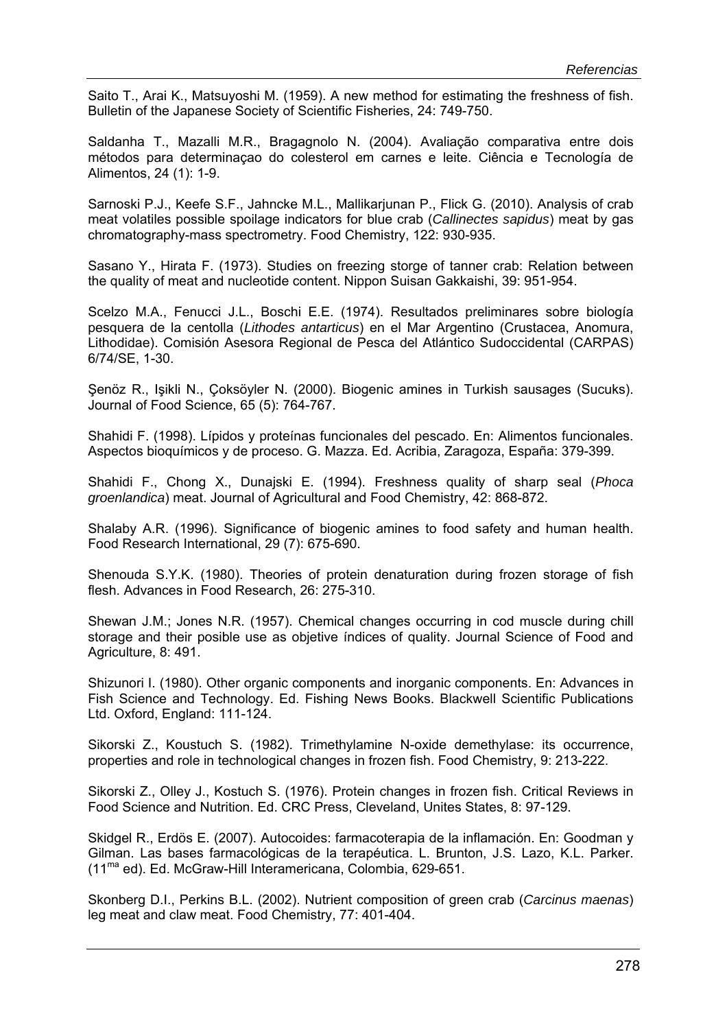Saito T., Arai K., Matsuyoshi M. (1959). A new method for estimating the freshness of fish. Bulletin of the Japanese Society of Scientific Fisheries, 24: 749-750.

Saldanha T., Mazalli M.R., Bragagnolo N. (2004). Avaliação comparativa entre dois métodos para determinaçao do colesterol em carnes e leite. Ciência e Tecnología de Alimentos, 24 (1): 1-9.

Sarnoski P.J., Keefe S.F., Jahncke M.L., Mallikarjunan P., Flick G. (2010). Analysis of crab meat volatiles possible spoilage indicators for blue crab (*Callinectes sapidus*) meat by gas chromatography-mass spectrometry. Food Chemistry, 122: 930-935.

Sasano Y., Hirata F. (1973). Studies on freezing storge of tanner crab: Relation between the quality of meat and nucleotide content. Nippon Suisan Gakkaishi, 39: 951-954.

Scelzo M.A., Fenucci J.L., Boschi E.E. (1974). Resultados preliminares sobre biología pesquera de la centolla (*Lithodes antarticus*) en el Mar Argentino (Crustacea, Anomura, Lithodidae). Comisión Asesora Regional de Pesca del Atlántico Sudoccidental (CARPAS) 6/74/SE, 1-30.

Şenöz R., Işikli N., Çoksöyler N. (2000). Biogenic amines in Turkish sausages (Sucuks). Journal of Food Science, 65 (5): 764-767.

Shahidi F. (1998). Lípidos y proteínas funcionales del pescado. En: Alimentos funcionales. Aspectos bioquímicos y de proceso. G. Mazza. Ed. Acribia, Zaragoza, España: 379-399.

Shahidi F., Chong X., Dunajski E. (1994). Freshness quality of sharp seal (*Phoca groenlandica*) meat. Journal of Agricultural and Food Chemistry, 42: 868-872.

Shalaby A.R. (1996). Significance of biogenic amines to food safety and human health. Food Research International, 29 (7): 675-690.

Shenouda S.Y.K. (1980). Theories of protein denaturation during frozen storage of fish flesh. Advances in Food Research, 26: 275-310.

Shewan J.M.; Jones N.R. (1957). Chemical changes occurring in cod muscle during chill storage and their posible use as objetive índices of quality. Journal Science of Food and Agriculture, 8: 491.

Shizunori I. (1980). Other organic components and inorganic components. En: Advances in Fish Science and Technology. Ed. Fishing News Books. Blackwell Scientific Publications Ltd. Oxford, England: 111-124.

Sikorski Z., Koustuch S. (1982). Trimethylamine N-oxide demethylase: its occurrence, properties and role in technological changes in frozen fish. Food Chemistry, 9: 213-222.

Sikorski Z., Olley J., Kostuch S. (1976). Protein changes in frozen fish. Critical Reviews in Food Science and Nutrition. Ed. CRC Press, Cleveland, Unites States, 8: 97-129.

Skidgel R., Erdös E. (2007). Autocoides: farmacoterapia de la inflamación. En: Goodman y Gilman. Las bases farmacológicas de la terapéutica. L. Brunton, J.S. Lazo, K.L. Parker. (11ma ed). Ed. McGraw-Hill Interamericana, Colombia, 629-651.

Skonberg D.I., Perkins B.L. (2002). Nutrient composition of green crab (*Carcinus maenas*) leg meat and claw meat. Food Chemistry, 77: 401-404.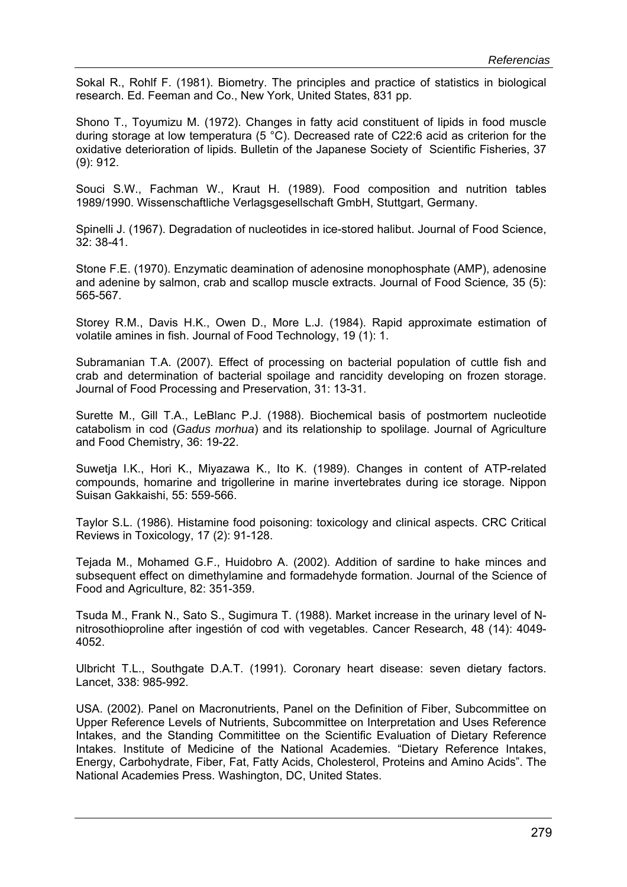Sokal R., Rohlf F. (1981). Biometry. The principles and practice of statistics in biological research. Ed. Feeman and Co., New York, United States, 831 pp.

Shono T., Toyumizu M. (1972). Changes in fatty acid constituent of lipids in food muscle during storage at low temperatura (5 °C). Decreased rate of C22:6 acid as criterion for the oxidative deterioration of lipids. Bulletin of the Japanese Society of Scientific Fisheries, 37 (9): 912.

Souci S.W., Fachman W., Kraut H. (1989). Food composition and nutrition tables 1989/1990. Wissenschaftliche Verlagsgesellschaft GmbH, Stuttgart, Germany.

Spinelli J. (1967). Degradation of nucleotides in ice-stored halibut. Journal of Food Science, 32: 38-41.

Stone F.E. (1970). Enzymatic deamination of adenosine monophosphate (AMP), adenosine and adenine by salmon, crab and scallop muscle extracts. Journal of Food Science, 35 (5): 565-567.

Storey R.M., Davis H.K., Owen D., More L.J. (1984). Rapid approximate estimation of volatile amines in fish. Journal of Food Technology, 19 (1): 1.

Subramanian T.A. (2007). Effect of processing on bacterial population of cuttle fish and crab and determination of bacterial spoilage and rancidity developing on frozen storage. Journal of Food Processing and Preservation, 31: 13-31.

Surette M., Gill T.A., LeBlanc P.J. (1988). Biochemical basis of postmortem nucleotide catabolism in cod (*Gadus morhua*) and its relationship to spolilage. Journal of Agriculture and Food Chemistry, 36: 19-22.

Suwetja I.K., Hori K., Miyazawa K., Ito K. (1989). Changes in content of ATP-related compounds, homarine and trigollerine in marine invertebrates during ice storage. Nippon Suisan Gakkaishi, 55: 559-566.

Taylor S.L. (1986). Histamine food poisoning: toxicology and clinical aspects. CRC Critical Reviews in Toxicology, 17 (2): 91-128.

Tejada M., Mohamed G.F., Huidobro A. (2002). Addition of sardine to hake minces and subsequent effect on dimethylamine and formadehyde formation. Journal of the Science of Food and Agriculture, 82: 351-359.

Tsuda M., Frank N., Sato S., Sugimura T. (1988). Market increase in the urinary level of N-nitrosothioproline after ingestión of cod with vegetables. Cancer Research, 48 (14): 4049-4052.

Ulbricht T.L., Southgate D.A.T. (1991). Coronary heart disease: seven dietary factors. Lancet, 338: 985-992.

USA. (2002). Panel on Macronutrients, Panel on the Definition of Fiber, Subcommittee on Upper Reference Levels of Nutrients, Subcommittee on Interpretation and Uses Reference Intakes, and the Standing Commitittee on the Scientific Evaluation of Dietary Reference Intakes. Institute of Medicine of the National Academies. "Dietary Reference Intakes, Energy, Carbohydrate, Fiber, Fat, Fatty Acids, Cholesterol, Proteins and Amino Acids". The National Academies Press. Washington, DC, United States.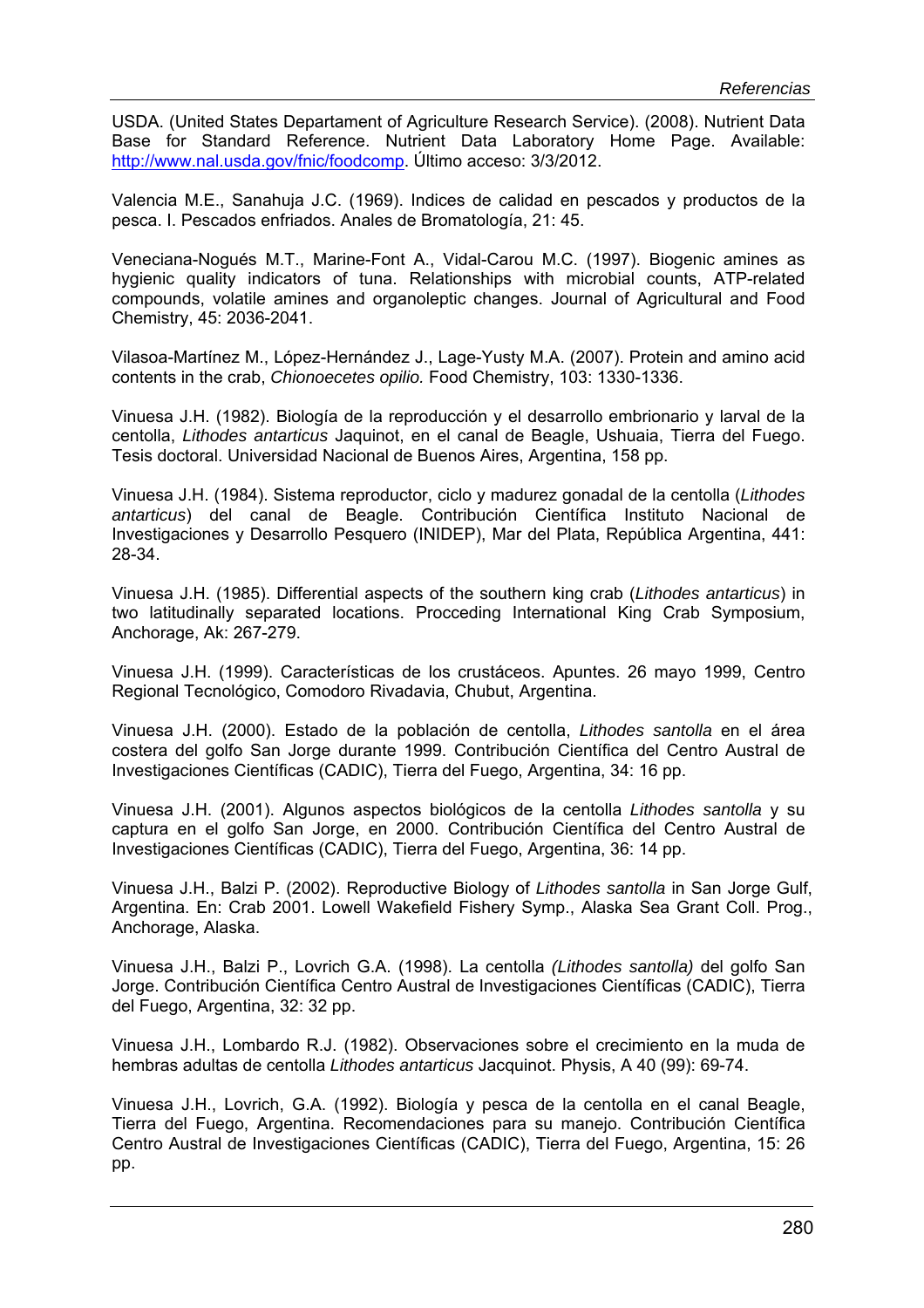USDA. (United States Departament of Agriculture Research Service). (2008). Nutrient Data Base for Standard Reference. Nutrient Data Laboratory Home Page. Available: http://www.nal.usda.gov/fnic/foodcomp. Último acceso: 3/3/2012.

Valencia M.E., Sanahuja J.C. (1969). Indices de calidad en pescados y productos de la pesca. I. Pescados enfriados. Anales de Bromatología, 21: 45.

Veneciana-Nogués M.T., Marine-Font A., Vidal-Carou M.C. (1997). Biogenic amines as hygienic quality indicators of tuna. Relationships with microbial counts, ATP-related compounds, volatile amines and organoleptic changes. Journal of Agricultural and Food Chemistry, 45: 2036-2041.

Vilasoa-Martínez M., López-Hernández J., Lage-Yusty M.A. (2007). Protein and amino acid contents in the crab, *Chionoecetes opilio.* Food Chemistry, 103: 1330-1336.

Vinuesa J.H. (1982). Biología de la reproducción y el desarrollo embrionario y larval de la centolla, *Lithodes antarticus* Jaquinot, en el canal de Beagle, Ushuaia, Tierra del Fuego. Tesis doctoral. Universidad Nacional de Buenos Aires, Argentina, 158 pp.

Vinuesa J.H. (1984). Sistema reproductor, ciclo y madurez gonadal de la centolla (*Lithodes antarticus*) del canal de Beagle. Contribución Científica Instituto Nacional de Investigaciones y Desarrollo Pesquero (INIDEP), Mar del Plata, República Argentina, 441: 28-34.

Vinuesa J.H. (1985). Differential aspects of the southern king crab (*Lithodes antarticus*) in two latitudinally separated locations. Procceding International King Crab Symposium, Anchorage, Ak: 267-279.

Vinuesa J.H. (1999). Características de los crustáceos. Apuntes. 26 mayo 1999, Centro Regional Tecnológico, Comodoro Rivadavia, Chubut, Argentina.

Vinuesa J.H. (2000). Estado de la población de centolla, *Lithodes santolla* en el área costera del golfo San Jorge durante 1999. Contribución Científica del Centro Austral de Investigaciones Científicas (CADIC), Tierra del Fuego, Argentina, 34: 16 pp.

Vinuesa J.H. (2001). Algunos aspectos biológicos de la centolla *Lithodes santolla* y su captura en el golfo San Jorge, en 2000. Contribución Científica del Centro Austral de Investigaciones Científicas (CADIC), Tierra del Fuego, Argentina, 36: 14 pp.

Vinuesa J.H., Balzi P. (2002). Reproductive Biology of *Lithodes santolla* in San Jorge Gulf, Argentina. En: Crab 2001. Lowell Wakefield Fishery Symp., Alaska Sea Grant Coll. Prog., Anchorage, Alaska.

Vinuesa J.H., Balzi P., Lovrich G.A. (1998). La centolla *(Lithodes santolla)* del golfo San Jorge. Contribución Científica Centro Austral de Investigaciones Científicas (CADIC), Tierra del Fuego, Argentina, 32: 32 pp.

Vinuesa J.H., Lombardo R.J. (1982). Observaciones sobre el crecimiento en la muda de hembras adultas de centolla *Lithodes antarticus* Jacquinot. Physis, A 40 (99): 69-74.

Vinuesa J.H., Lovrich, G.A. (1992). Biología y pesca de la centolla en el canal Beagle, Tierra del Fuego, Argentina. Recomendaciones para su manejo. Contribución Científica Centro Austral de Investigaciones Científicas (CADIC), Tierra del Fuego, Argentina, 15: 26 pp.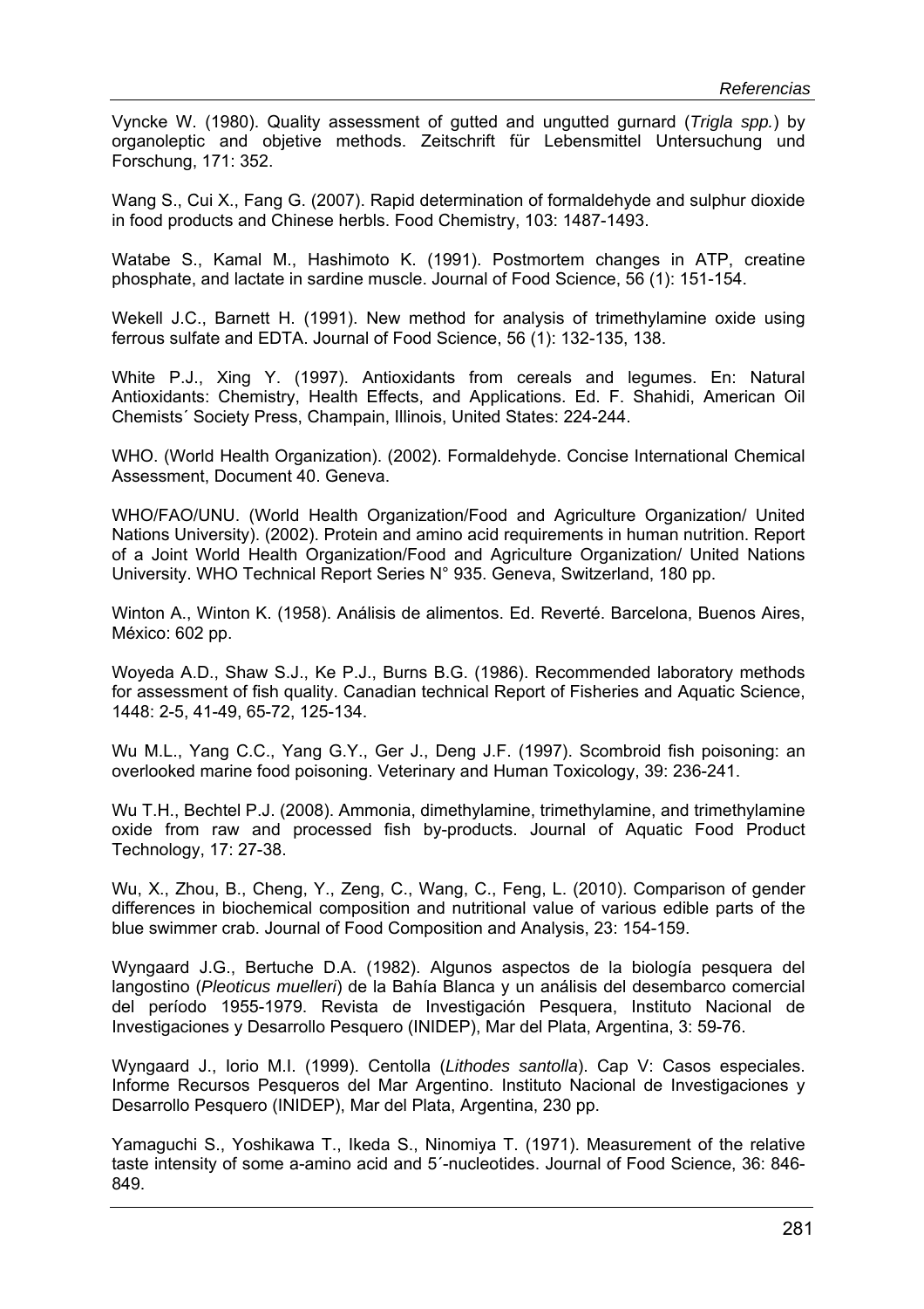Vyncke W. (1980). Quality assessment of gutted and ungutted gurnard (*Trigla spp.*) by organoleptic and objetive methods. Zeitschrift für Lebensmittel Untersuchung und Forschung, 171: 352.

Wang S., Cui X., Fang G. (2007). Rapid determination of formaldehyde and sulphur dioxide in food products and Chinese herbls. Food Chemistry, 103: 1487-1493.

Watabe S., Kamal M., Hashimoto K. (1991). Postmortem changes in ATP, creatine phosphate, and lactate in sardine muscle. Journal of Food Science, 56 (1): 151-154.

Wekell J.C., Barnett H. (1991). New method for analysis of trimethylamine oxide using ferrous sulfate and EDTA. Journal of Food Science, 56 (1): 132-135, 138.

White P.J., Xing Y. (1997). Antioxidants from cereals and legumes. En: Natural Antioxidants: Chemistry, Health Effects, and Applications. Ed. F. Shahidi, American Oil Chemists´ Society Press, Champain, Illinois, United States: 224-244.

WHO. (World Health Organization). (2002). Formaldehyde. Concise International Chemical Assessment, Document 40. Geneva.

WHO/FAO/UNU. (World Health Organization/Food and Agriculture Organization/ United Nations University). (2002). Protein and amino acid requirements in human nutrition. Report of a Joint World Health Organization/Food and Agriculture Organization/ United Nations University. WHO Technical Report Series N° 935. Geneva, Switzerland, 180 pp.

Winton A., Winton K. (1958). Análisis de alimentos. Ed. Reverté. Barcelona, Buenos Aires, México: 602 pp.

Woyeda A.D., Shaw S.J., Ke P.J., Burns B.G. (1986). Recommended laboratory methods for assessment of fish quality. Canadian technical Report of Fisheries and Aquatic Science, 1448: 2-5, 41-49, 65-72, 125-134.

Wu M.L., Yang C.C., Yang G.Y., Ger J., Deng J.F. (1997). Scombroid fish poisoning: an overlooked marine food poisoning. Veterinary and Human Toxicology, 39: 236-241.

Wu T.H., Bechtel P.J. (2008). Ammonia, dimethylamine, trimethylamine, and trimethylamine oxide from raw and processed fish by-products. Journal of Aquatic Food Product Technology, 17: 27-38.

Wu, X., Zhou, B., Cheng, Y., Zeng, C., Wang, C., Feng, L. (2010). Comparison of gender differences in biochemical composition and nutritional value of various edible parts of the blue swimmer crab. Journal of Food Composition and Analysis, 23: 154-159.

Wyngaard J.G., Bertuche D.A. (1982). Algunos aspectos de la biología pesquera del langostino (*Pleoticus muelleri*) de la Bahía Blanca y un análisis del desembarco comercial del período 1955-1979. Revista de Investigación Pesquera, Instituto Nacional de Investigaciones y Desarrollo Pesquero (INIDEP), Mar del Plata, Argentina, 3: 59-76.

Wyngaard J., Iorio M.I. (1999). Centolla (*Lithodes santolla*). Cap V: Casos especiales. Informe Recursos Pesqueros del Mar Argentino. Instituto Nacional de Investigaciones y Desarrollo Pesquero (INIDEP), Mar del Plata, Argentina, 230 pp.

Yamaguchi S., Yoshikawa T., Ikeda S., Ninomiya T. (1971). Measurement of the relative taste intensity of some a-amino acid and 5´-nucleotides. Journal of Food Science, 36: 846-849.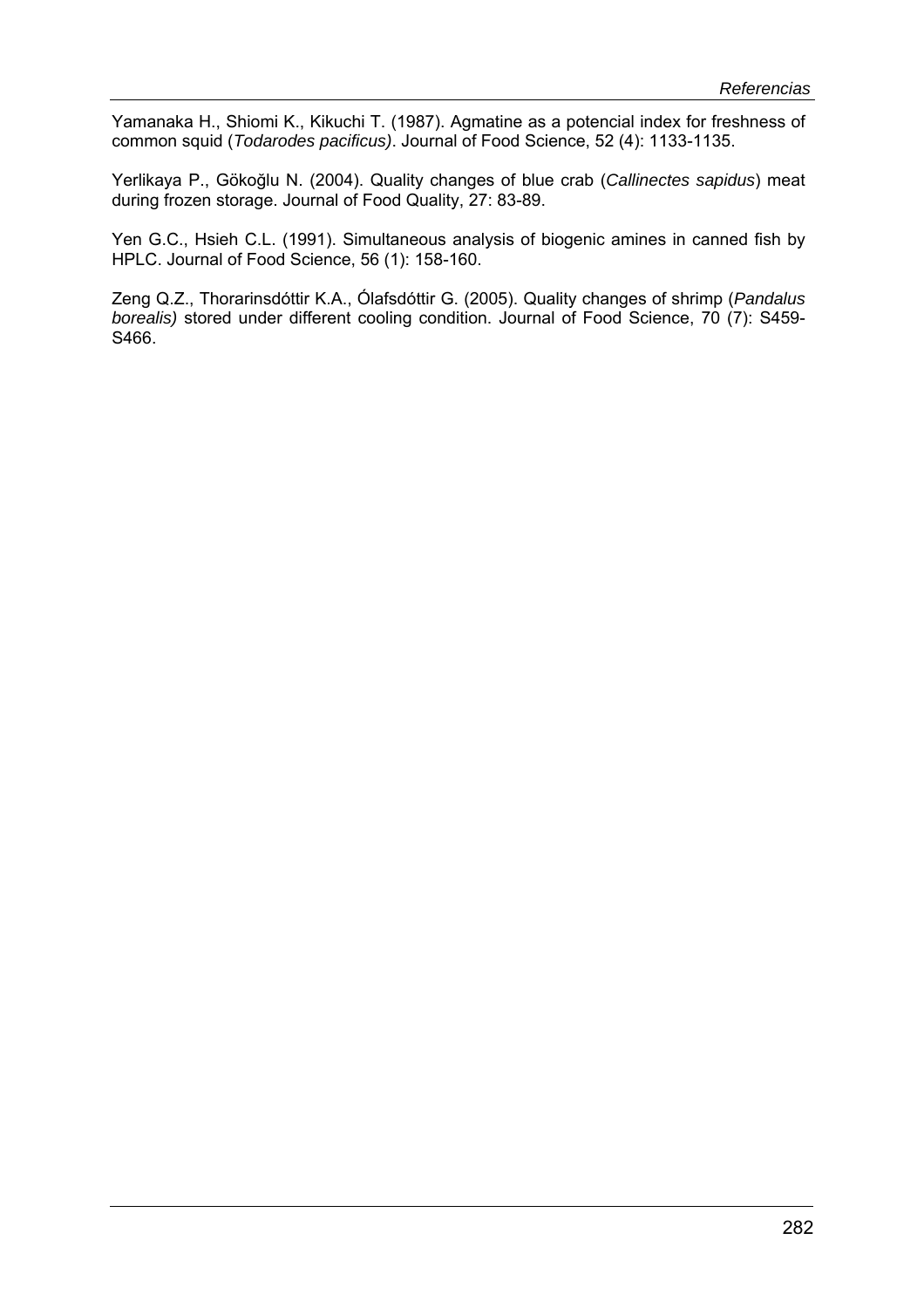Yamanaka H., Shiomi K., Kikuchi T. (1987). Agmatine as a potencial index for freshness of common squid (*Todarodes pacificus)*. Journal of Food Science, 52 (4): 1133-1135.

Yerlikaya P., Gökoğlu N. (2004). Quality changes of blue crab (*Callinectes sapidus*) meat during frozen storage. Journal of Food Quality, 27: 83-89.

Yen G.C., Hsieh C.L. (1991). Simultaneous analysis of biogenic amines in canned fish by HPLC. Journal of Food Science, 56 (1): 158-160.

Zeng Q.Z., Thorarinsdóttir K.A., Ólafsdóttir G. (2005). Quality changes of shrimp (*Pandalus borealis)* stored under different cooling condition. Journal of Food Science, 70 (7): S459-S466.